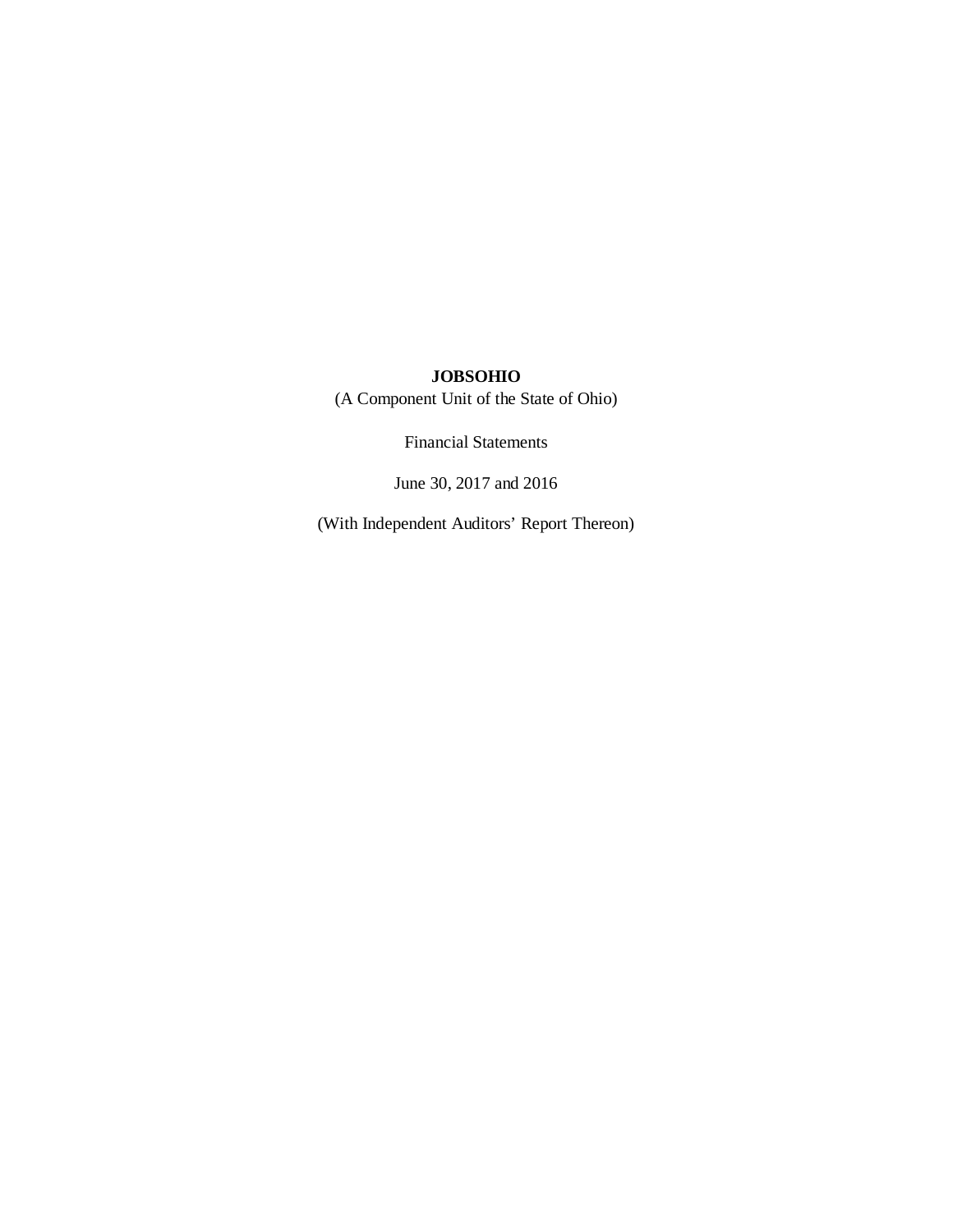**JOBSOHIO**

(A Component Unit of the State of Ohio)

Financial Statements

June 30, 2017 and 2016

(With Independent Auditors' Report Thereon)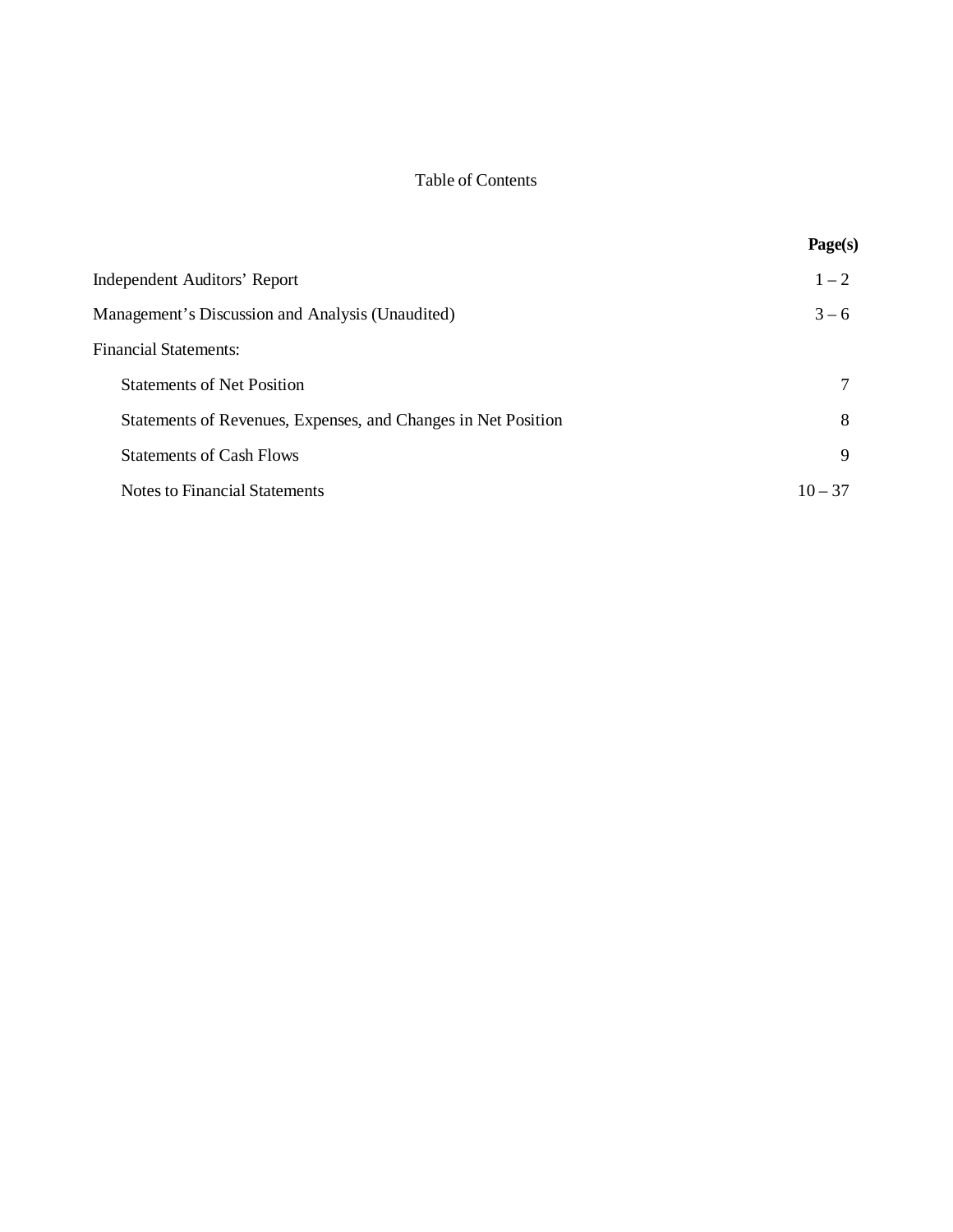# Table of Contents

| | **Page(s)** |
|---|---|
| Independent Auditors' Report | 1 – 2 |
| Management's Discussion and Analysis (Unaudited) | 3 – 6 |
| Financial Statements: | |
| Statements of Net Position | 7 |
| Statements of Revenues, Expenses, and Changes in Net Position | 8 |
| Statements of Cash Flows | 9 |
| Notes to Financial Statements | 10 – 37 |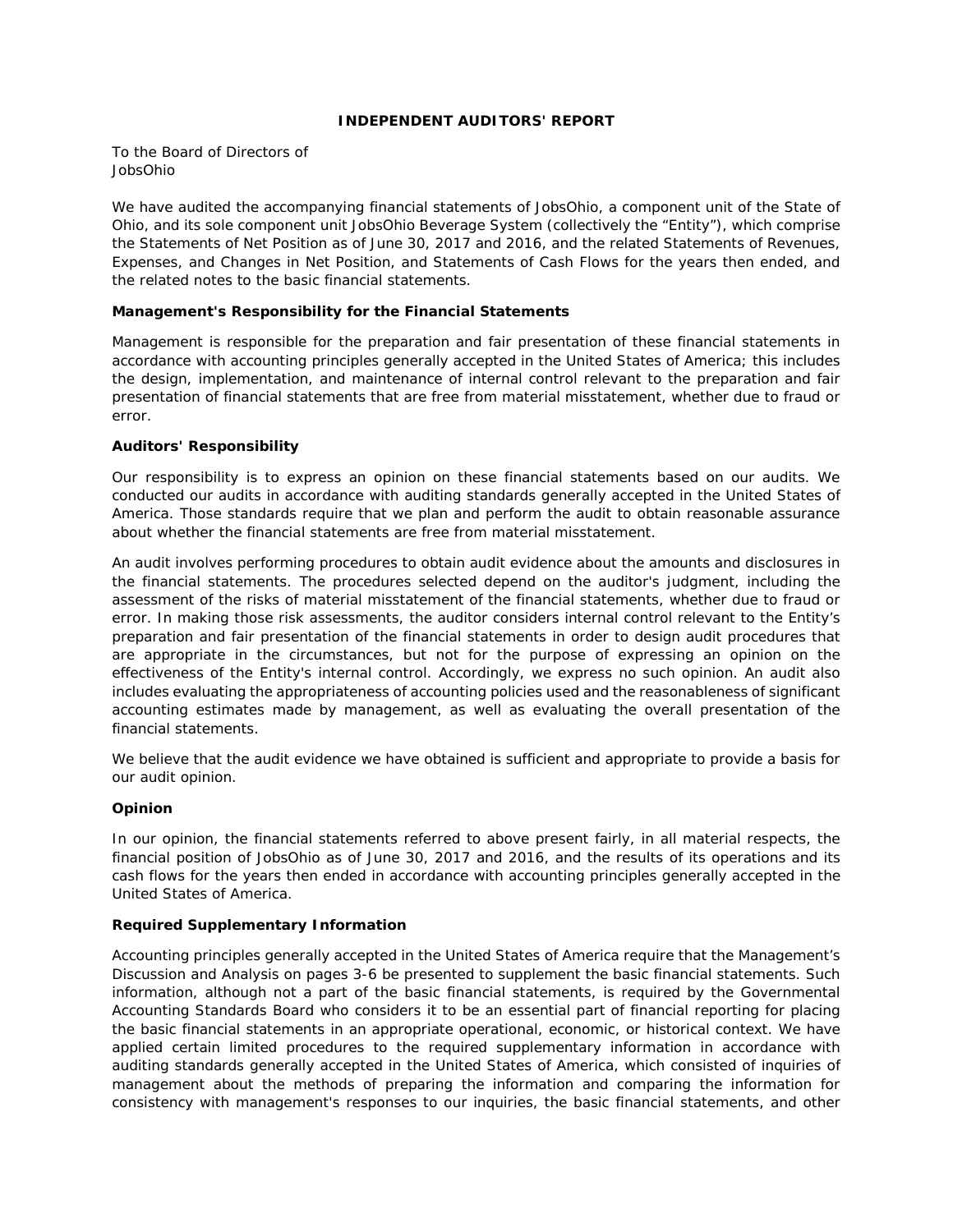# INDEPENDENT AUDITORS' REPORT

To the Board of Directors of
JobsOhio

We have audited the accompanying financial statements of JobsOhio, a component unit of the State of Ohio, and its sole component unit JobsOhio Beverage System (collectively the "Entity"), which comprise the Statements of Net Position as of June 30, 2017 and 2016, and the related Statements of Revenues, Expenses, and Changes in Net Position, and Statements of Cash Flows for the years then ended, and the related notes to the basic financial statements.

**Management's Responsibility for the Financial Statements**

Management is responsible for the preparation and fair presentation of these financial statements in accordance with accounting principles generally accepted in the United States of America; this includes the design, implementation, and maintenance of internal control relevant to the preparation and fair presentation of financial statements that are free from material misstatement, whether due to fraud or error.

**Auditors' Responsibility**

Our responsibility is to express an opinion on these financial statements based on our audits. We conducted our audits in accordance with auditing standards generally accepted in the United States of America. Those standards require that we plan and perform the audit to obtain reasonable assurance about whether the financial statements are free from material misstatement.

An audit involves performing procedures to obtain audit evidence about the amounts and disclosures in the financial statements. The procedures selected depend on the auditor's judgment, including the assessment of the risks of material misstatement of the financial statements, whether due to fraud or error. In making those risk assessments, the auditor considers internal control relevant to the Entity's preparation and fair presentation of the financial statements in order to design audit procedures that are appropriate in the circumstances, but not for the purpose of expressing an opinion on the effectiveness of the Entity's internal control. Accordingly, we express no such opinion. An audit also includes evaluating the appropriateness of accounting policies used and the reasonableness of significant accounting estimates made by management, as well as evaluating the overall presentation of the financial statements.

We believe that the audit evidence we have obtained is sufficient and appropriate to provide a basis for our audit opinion.

**Opinion**

In our opinion, the financial statements referred to above present fairly, in all material respects, the financial position of JobsOhio as of June 30, 2017 and 2016, and the results of its operations and its cash flows for the years then ended in accordance with accounting principles generally accepted in the United States of America.

**Required Supplementary Information**

Accounting principles generally accepted in the United States of America require that the Management's Discussion and Analysis on pages 3-6 be presented to supplement the basic financial statements. Such information, although not a part of the basic financial statements, is required by the Governmental Accounting Standards Board who considers it to be an essential part of financial reporting for placing the basic financial statements in an appropriate operational, economic, or historical context. We have applied certain limited procedures to the required supplementary information in accordance with auditing standards generally accepted in the United States of America, which consisted of inquiries of management about the methods of preparing the information and comparing the information for consistency with management's responses to our inquiries, the basic financial statements, and other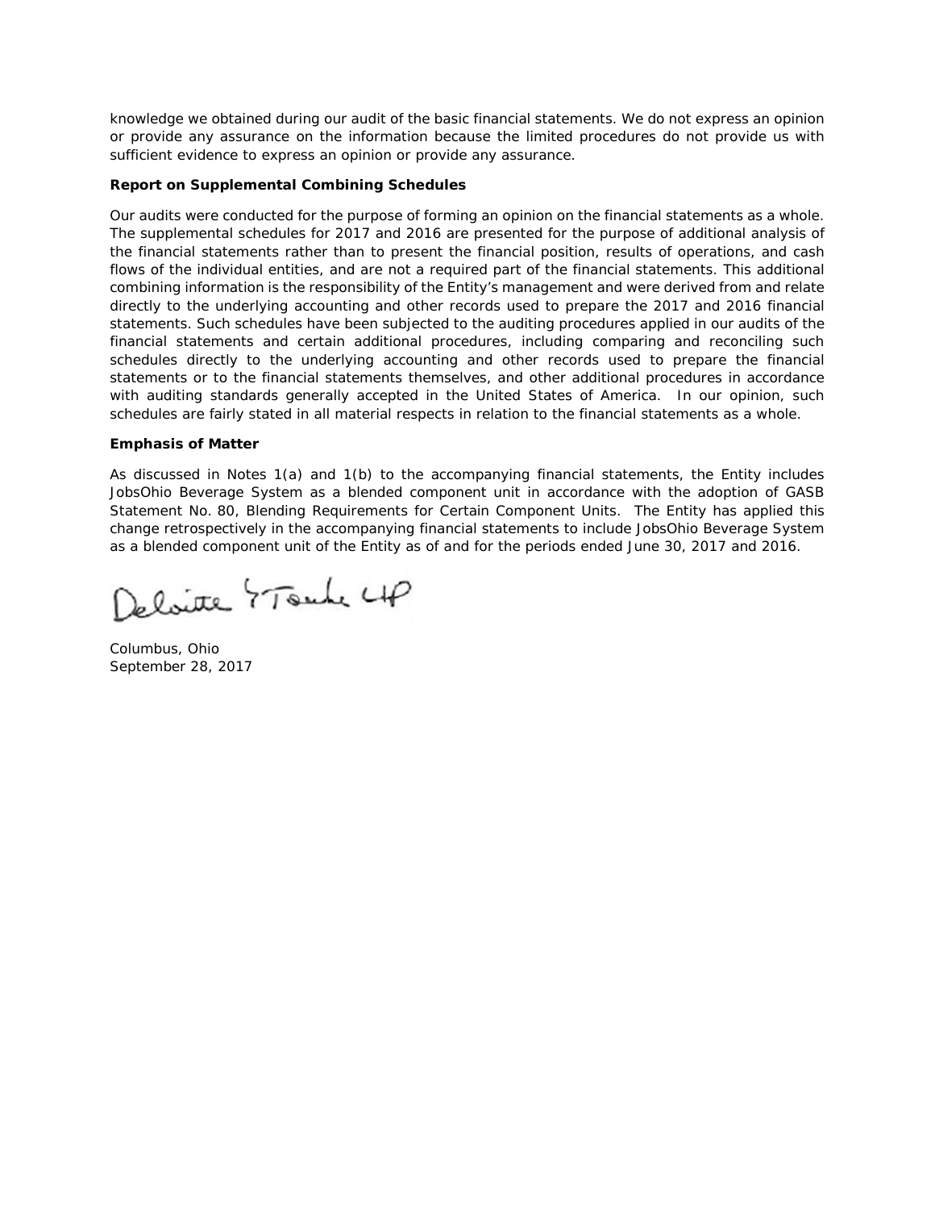knowledge we obtained during our audit of the basic financial statements. We do not express an opinion or provide any assurance on the information because the limited procedures do not provide us with sufficient evidence to express an opinion or provide any assurance.

**Report on Supplemental Combining Schedules**

Our audits were conducted for the purpose of forming an opinion on the financial statements as a whole. The supplemental schedules for 2017 and 2016 are presented for the purpose of additional analysis of the financial statements rather than to present the financial position, results of operations, and cash flows of the individual entities, and are not a required part of the financial statements. This additional combining information is the responsibility of the Entity's management and were derived from and relate directly to the underlying accounting and other records used to prepare the 2017 and 2016 financial statements. Such schedules have been subjected to the auditing procedures applied in our audits of the financial statements and certain additional procedures, including comparing and reconciling such schedules directly to the underlying accounting and other records used to prepare the financial statements or to the financial statements themselves, and other additional procedures in accordance with auditing standards generally accepted in the United States of America. In our opinion, such schedules are fairly stated in all material respects in relation to the financial statements as a whole.

**Emphasis of Matter**

As discussed in Notes 1(a) and 1(b) to the accompanying financial statements, the Entity includes JobsOhio Beverage System as a blended component unit in accordance with the adoption of GASB Statement No. 80, Blending Requirements for Certain Component Units. The Entity has applied this change retrospectively in the accompanying financial statements to include JobsOhio Beverage System as a blended component unit of the Entity as of and for the periods ended June 30, 2017 and 2016.

Deloitte & Touche LLP

Columbus, Ohio
September 28, 2017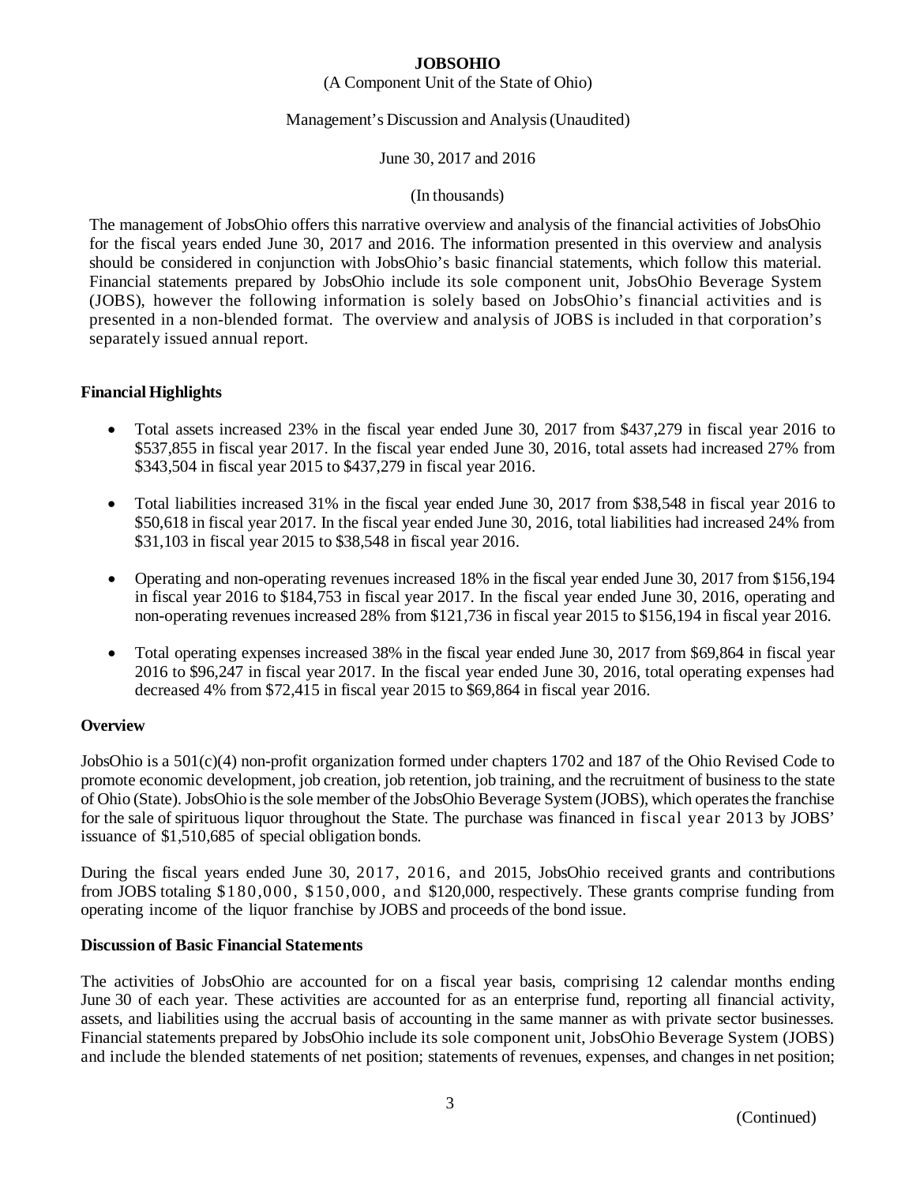**JOBSOHIO**

(A Component Unit of the State of Ohio)

Management's Discussion and Analysis (Unaudited)

June 30, 2017 and 2016

(In thousands)

The management of JobsOhio offers this narrative overview and analysis of the financial activities of JobsOhio for the fiscal years ended June 30, 2017 and 2016. The information presented in this overview and analysis should be considered in conjunction with JobsOhio's basic financial statements, which follow this material. Financial statements prepared by JobsOhio include its sole component unit, JobsOhio Beverage System (JOBS), however the following information is solely based on JobsOhio's financial activities and is presented in a non-blended format. The overview and analysis of JOBS is included in that corporation's separately issued annual report.

## Financial Highlights

- Total assets increased 23% in the fiscal year ended June 30, 2017 from $437,279 in fiscal year 2016 to $537,855 in fiscal year 2017. In the fiscal year ended June 30, 2016, total assets had increased 27% from $343,504 in fiscal year 2015 to $437,279 in fiscal year 2016.
- Total liabilities increased 31% in the fiscal year ended June 30, 2017 from $38,548 in fiscal year 2016 to $50,618 in fiscal year 2017. In the fiscal year ended June 30, 2016, total liabilities had increased 24% from $31,103 in fiscal year 2015 to $38,548 in fiscal year 2016.
- Operating and non-operating revenues increased 18% in the fiscal year ended June 30, 2017 from $156,194 in fiscal year 2016 to $184,753 in fiscal year 2017. In the fiscal year ended June 30, 2016, operating and non-operating revenues increased 28% from $121,736 in fiscal year 2015 to $156,194 in fiscal year 2016.
- Total operating expenses increased 38% in the fiscal year ended June 30, 2017 from $69,864 in fiscal year 2016 to $96,247 in fiscal year 2017. In the fiscal year ended June 30, 2016, total operating expenses had decreased 4% from $72,415 in fiscal year 2015 to $69,864 in fiscal year 2016.

## Overview

JobsOhio is a 501(c)(4) non-profit organization formed under chapters 1702 and 187 of the Ohio Revised Code to promote economic development, job creation, job retention, job training, and the recruitment of business to the state of Ohio (State). JobsOhio is the sole member of the JobsOhio Beverage System (JOBS), which operates the franchise for the sale of spirituous liquor throughout the State. The purchase was financed in fiscal year 2013 by JOBS' issuance of $1,510,685 of special obligation bonds.

During the fiscal years ended June 30, 2017, 2016, and 2015, JobsOhio received grants and contributions from JOBS totaling $180,000, $150,000, and $120,000, respectively. These grants comprise funding from operating income of the liquor franchise by JOBS and proceeds of the bond issue.

## Discussion of Basic Financial Statements

The activities of JobsOhio are accounted for on a fiscal year basis, comprising 12 calendar months ending June 30 of each year. These activities are accounted for as an enterprise fund, reporting all financial activity, assets, and liabilities using the accrual basis of accounting in the same manner as with private sector businesses. Financial statements prepared by JobsOhio include its sole component unit, JobsOhio Beverage System (JOBS) and include the blended statements of net position; statements of revenues, expenses, and changes in net position;

(Continued)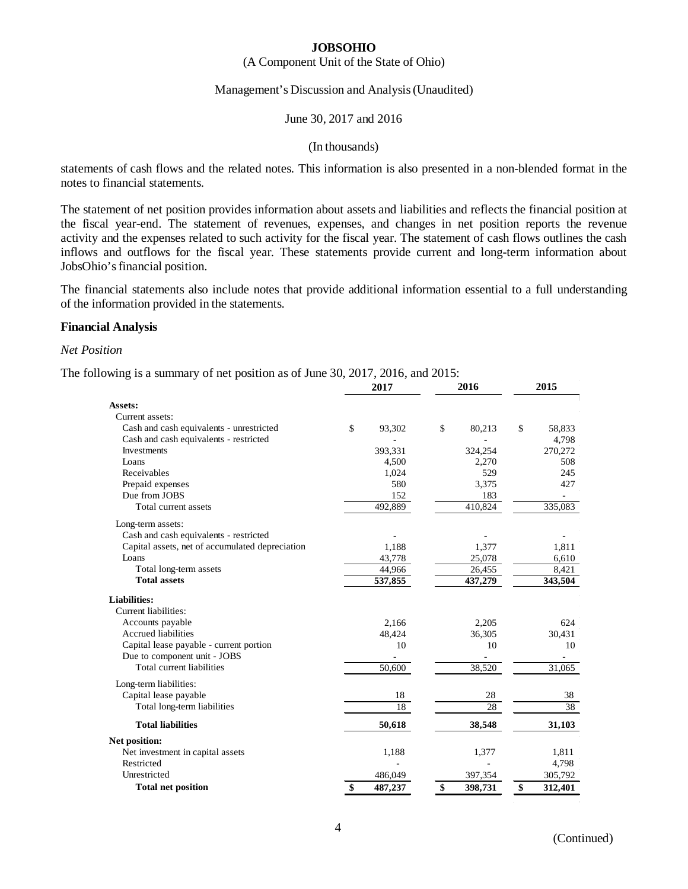statements of cash flows and the related notes. This information is also presented in a non-blended format in the notes to financial statements.

The statement of net position provides information about assets and liabilities and reflects the financial position at the fiscal year-end. The statement of revenues, expenses, and changes in net position reports the revenue activity and the expenses related to such activity for the fiscal year. The statement of cash flows outlines the cash inflows and outflows for the fiscal year. These statements provide current and long-term information about JobsOhio's financial position.

The financial statements also include notes that provide additional information essential to a full understanding of the information provided in the statements.

## Financial Analysis

*Net Position*

The following is a summary of net position as of June 30, 2017, 2016, and 2015:

| | 2017 | 2016 | 2015 |
|---|---|---|---|
| **Assets:** | | | |
| Current assets: | | | |
| Cash and cash equivalents - unrestricted | $ 93,302 | $ 80,213 | $ 58,833 |
| Cash and cash equivalents - restricted | - | - | 4,798 |
| Investments | 393,331 | 324,254 | 270,272 |
| Loans | 4,500 | 2,270 | 508 |
| Receivables | 1,024 | 529 | 245 |
| Prepaid expenses | 580 | 3,375 | 427 |
| Due from JOBS | 152 | 183 | - |
| Total current assets | 492,889 | 410,824 | 335,083 |
| Long-term assets: | | | |
| Cash and cash equivalents - restricted | - | - | - |
| Capital assets, net of accumulated depreciation | 1,188 | 1,377 | 1,811 |
| Loans | 43,778 | 25,078 | 6,610 |
| Total long-term assets | 44,966 | 26,455 | 8,421 |
| **Total assets** | **537,855** | **437,279** | **343,504** |
| **Liabilities:** | | | |
| Current liabilities: | | | |
| Accounts payable | 2,166 | 2,205 | 624 |
| Accrued liabilities | 48,424 | 36,305 | 30,431 |
| Capital lease payable - current portion | 10 | 10 | 10 |
| Due to component unit - JOBS | - | - | - |
| Total current liabilities | 50,600 | 38,520 | 31,065 |
| Long-term liabilities: | | | |
| Capital lease payable | 18 | 28 | 38 |
| Total long-term liabilities | 18 | 28 | 38 |
| **Total liabilities** | **50,618** | **38,548** | **31,103** |
| **Net position:** | | | |
| Net investment in capital assets | 1,188 | 1,377 | 1,811 |
| Restricted | - | - | 4,798 |
| Unrestricted | 486,049 | 397,354 | 305,792 |
| **Total net position** | **$ 487,237** | **$ 398,731** | **$ 312,401** |

(Continued)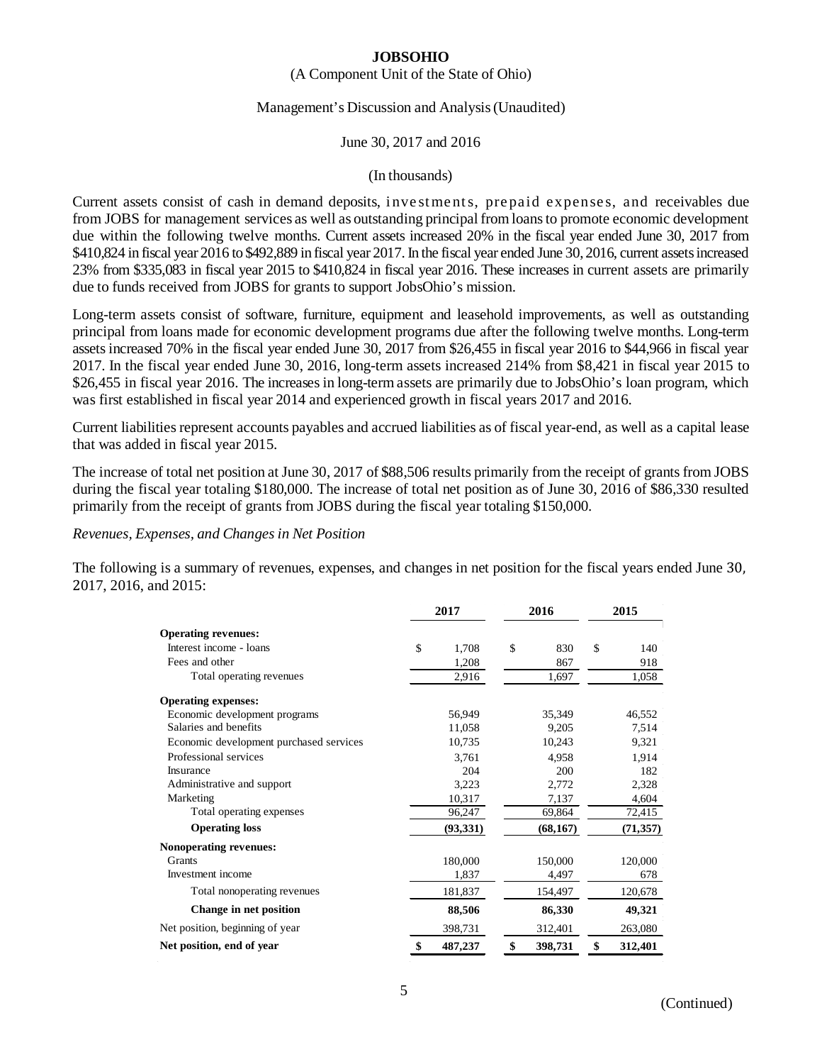# JOBSOHIO

(A Component Unit of the State of Ohio)

Management's Discussion and Analysis (Unaudited)

June 30, 2017 and 2016

(In thousands)

Current assets consist of cash in demand deposits, investments, prepaid expenses, and receivables due from JOBS for management services as well as outstanding principal from loans to promote economic development due within the following twelve months. Current assets increased 20% in the fiscal year ended June 30, 2017 from $410,824 in fiscal year 2016 to $492,889 in fiscal year 2017. In the fiscal year ended June 30, 2016, current assets increased 23% from $335,083 in fiscal year 2015 to $410,824 in fiscal year 2016. These increases in current assets are primarily due to funds received from JOBS for grants to support JobsOhio's mission.

Long-term assets consist of software, furniture, equipment and leasehold improvements, as well as outstanding principal from loans made for economic development programs due after the following twelve months. Long-term assets increased 70% in the fiscal year ended June 30, 2017 from $26,455 in fiscal year 2016 to $44,966 in fiscal year 2017. In the fiscal year ended June 30, 2016, long-term assets increased 214% from $8,421 in fiscal year 2015 to $26,455 in fiscal year 2016. The increases in long-term assets are primarily due to JobsOhio's loan program, which was first established in fiscal year 2014 and experienced growth in fiscal years 2017 and 2016.

Current liabilities represent accounts payables and accrued liabilities as of fiscal year-end, as well as a capital lease that was added in fiscal year 2015.

The increase of total net position at June 30, 2017 of $88,506 results primarily from the receipt of grants from JOBS during the fiscal year totaling $180,000. The increase of total net position as of June 30, 2016 of $86,330 resulted primarily from the receipt of grants from JOBS during the fiscal year totaling $150,000.

*Revenues, Expenses, and Changes in Net Position*

The following is a summary of revenues, expenses, and changes in net position for the fiscal years ended June 30, 2017, 2016, and 2015:

| | 2017 | 2016 | 2015 |
|---|---|---|---|
| **Operating revenues:** | | | |
| Interest income - loans | $ 1,708 | $ 830 | $ 140 |
| Fees and other | 1,208 | 867 | 918 |
| Total operating revenues | 2,916 | 1,697 | 1,058 |
| **Operating expenses:** | | | |
| Economic development programs | 56,949 | 35,349 | 46,552 |
| Salaries and benefits | 11,058 | 9,205 | 7,514 |
| Economic development purchased services | 10,735 | 10,243 | 9,321 |
| Professional services | 3,761 | 4,958 | 1,914 |
| Insurance | 204 | 200 | 182 |
| Administrative and support | 3,223 | 2,772 | 2,328 |
| Marketing | 10,317 | 7,137 | 4,604 |
| Total operating expenses | 96,247 | 69,864 | 72,415 |
| **Operating loss** | **(93,331)** | **(68,167)** | **(71,357)** |
| **Nonoperating revenues:** | | | |
| Grants | 180,000 | 150,000 | 120,000 |
| Investment income | 1,837 | 4,497 | 678 |
| Total nonoperating revenues | 181,837 | 154,497 | 120,678 |
| **Change in net position** | **88,506** | **86,330** | **49,321** |
| Net position, beginning of year | 398,731 | 312,401 | 263,080 |
| **Net position, end of year** | **$ 487,237** | **$ 398,731** | **$ 312,401** |

(Continued)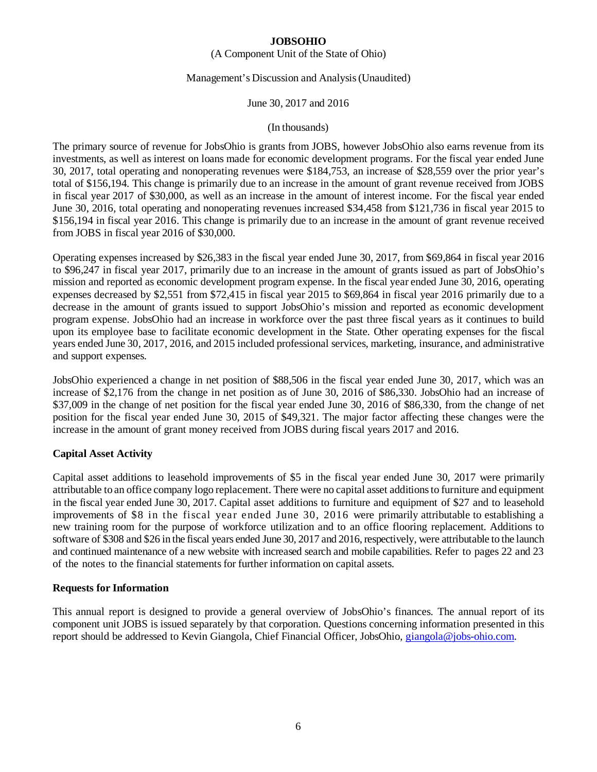The primary source of revenue for JobsOhio is grants from JOBS, however JobsOhio also earns revenue from its investments, as well as interest on loans made for economic development programs. For the fiscal year ended June 30, 2017, total operating and nonoperating revenues were $184,753, an increase of $28,559 over the prior year's total of $156,194. This change is primarily due to an increase in the amount of grant revenue received from JOBS in fiscal year 2017 of $30,000, as well as an increase in the amount of interest income. For the fiscal year ended June 30, 2016, total operating and nonoperating revenues increased $34,458 from $121,736 in fiscal year 2015 to $156,194 in fiscal year 2016. This change is primarily due to an increase in the amount of grant revenue received from JOBS in fiscal year 2016 of $30,000.

Operating expenses increased by $26,383 in the fiscal year ended June 30, 2017, from $69,864 in fiscal year 2016 to $96,247 in fiscal year 2017, primarily due to an increase in the amount of grants issued as part of JobsOhio's mission and reported as economic development program expense. In the fiscal year ended June 30, 2016, operating expenses decreased by $2,551 from $72,415 in fiscal year 2015 to $69,864 in fiscal year 2016 primarily due to a decrease in the amount of grants issued to support JobsOhio's mission and reported as economic development program expense. JobsOhio had an increase in workforce over the past three fiscal years as it continues to build upon its employee base to facilitate economic development in the State. Other operating expenses for the fiscal years ended June 30, 2017, 2016, and 2015 included professional services, marketing, insurance, and administrative and support expenses.

JobsOhio experienced a change in net position of $88,506 in the fiscal year ended June 30, 2017, which was an increase of $2,176 from the change in net position as of June 30, 2016 of $86,330. JobsOhio had an increase of $37,009 in the change of net position for the fiscal year ended June 30, 2016 of $86,330, from the change of net position for the fiscal year ended June 30, 2015 of $49,321. The major factor affecting these changes were the increase in the amount of grant money received from JOBS during fiscal years 2017 and 2016.

## Capital Asset Activity

Capital asset additions to leasehold improvements of $5 in the fiscal year ended June 30, 2017 were primarily attributable to an office company logo replacement. There were no capital asset additions to furniture and equipment in the fiscal year ended June 30, 2017. Capital asset additions to furniture and equipment of $27 and to leasehold improvements of $8 in the fiscal year ended June 30, 2016 were primarily attributable to establishing a new training room for the purpose of workforce utilization and to an office flooring replacement. Additions to software of $308 and $26 in the fiscal years ended June 30, 2017 and 2016, respectively, were attributable to the launch and continued maintenance of a new website with increased search and mobile capabilities. Refer to pages 22 and 23 of the notes to the financial statements for further information on capital assets.

## Requests for Information

This annual report is designed to provide a general overview of JobsOhio's finances. The annual report of its component unit JOBS is issued separately by that corporation. Questions concerning information presented in this report should be addressed to Kevin Giangola, Chief Financial Officer, JobsOhio, giangola@jobs-ohio.com.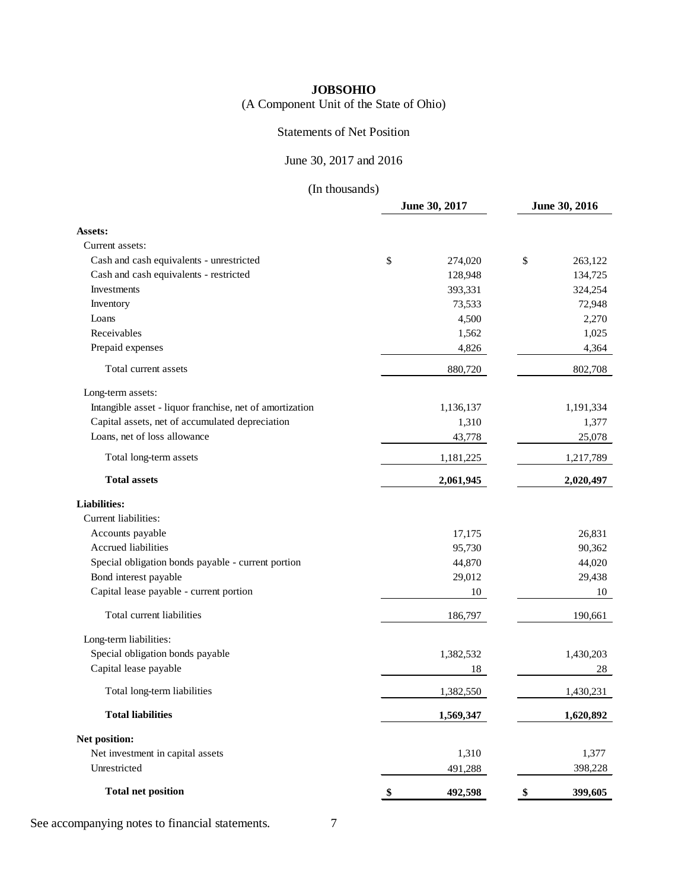# JOBSOHIO

(A Component Unit of the State of Ohio)

Statements of Net Position

June 30, 2017 and 2016

(In thousands)

| | June 30, 2017 | June 30, 2016 |
|---|---|---|
| **Assets:** | | |
| Current assets: | | |
| Cash and cash equivalents - unrestricted | $ 274,020 | $ 263,122 |
| Cash and cash equivalents - restricted | 128,948 | 134,725 |
| Investments | 393,331 | 324,254 |
| Inventory | 73,533 | 72,948 |
| Loans | 4,500 | 2,270 |
| Receivables | 1,562 | 1,025 |
| Prepaid expenses | 4,826 | 4,364 |
| Total current assets | 880,720 | 802,708 |
| Long-term assets: | | |
| Intangible asset - liquor franchise, net of amortization | 1,136,137 | 1,191,334 |
| Capital assets, net of accumulated depreciation | 1,310 | 1,377 |
| Loans, net of loss allowance | 43,778 | 25,078 |
| Total long-term assets | 1,181,225 | 1,217,789 |
| **Total assets** | **2,061,945** | **2,020,497** |
| **Liabilities:** | | |
| Current liabilities: | | |
| Accounts payable | 17,175 | 26,831 |
| Accrued liabilities | 95,730 | 90,362 |
| Special obligation bonds payable - current portion | 44,870 | 44,020 |
| Bond interest payable | 29,012 | 29,438 |
| Capital lease payable - current portion | 10 | 10 |
| Total current liabilities | 186,797 | 190,661 |
| Long-term liabilities: | | |
| Special obligation bonds payable | 1,382,532 | 1,430,203 |
| Capital lease payable | 18 | 28 |
| Total long-term liabilities | 1,382,550 | 1,430,231 |
| **Total liabilities** | **1,569,347** | **1,620,892** |
| **Net position:** | | |
| Net investment in capital assets | 1,310 | 1,377 |
| Unrestricted | 491,288 | 398,228 |
| **Total net position** | **$ 492,598** | **$ 399,605** |

See accompanying notes to financial statements.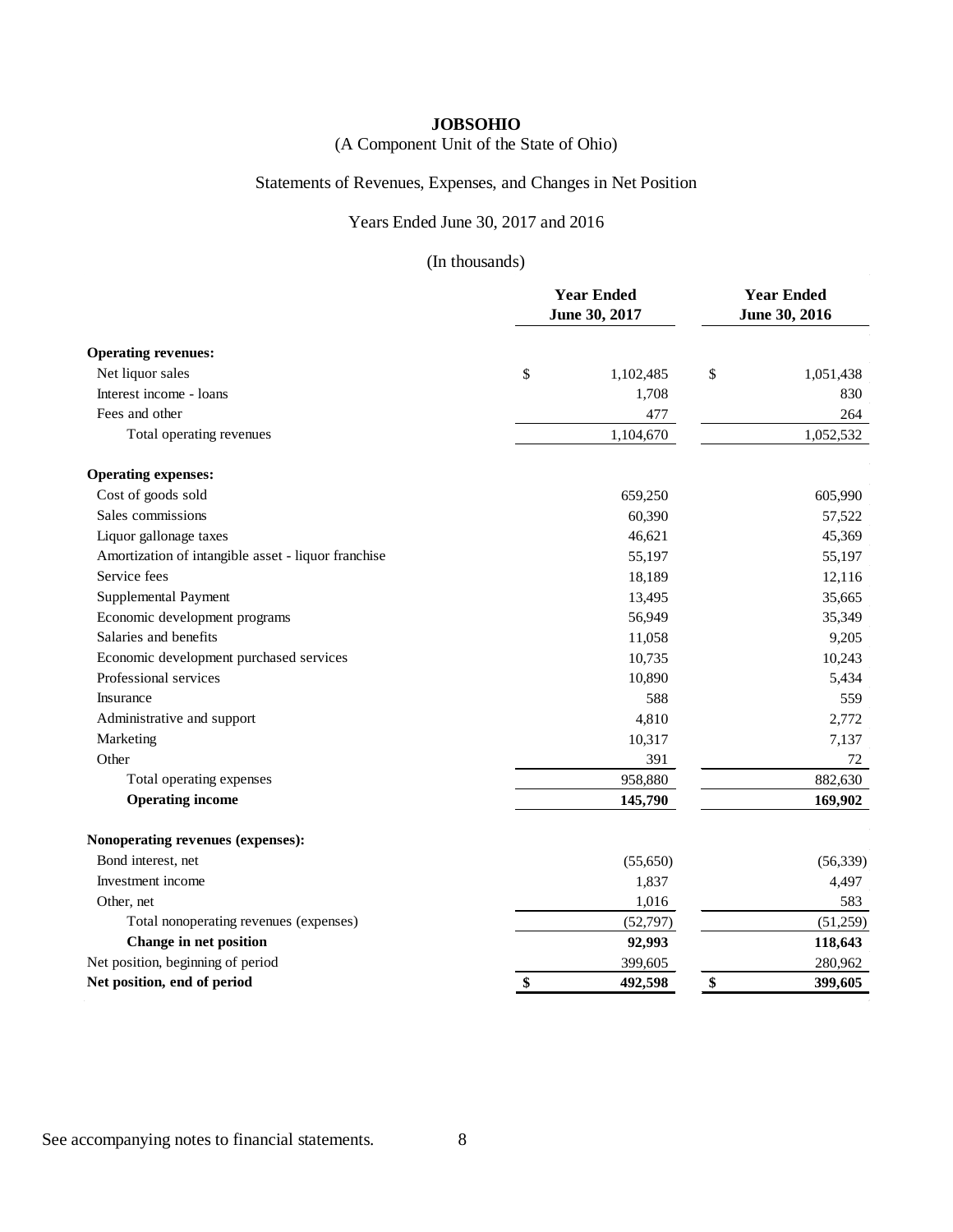**JOBSOHIO**

(A Component Unit of the State of Ohio)

Statements of Revenues, Expenses, and Changes in Net Position

Years Ended June 30, 2017 and 2016

(In thousands)

| | Year Ended June 30, 2017 | Year Ended June 30, 2016 |
|---|---|---|
| **Operating revenues:** | | |
| Net liquor sales | $ 1,102,485 | $ 1,051,438 |
| Interest income - loans | 1,708 | 830 |
| Fees and other | 477 | 264 |
| Total operating revenues | 1,104,670 | 1,052,532 |
| **Operating expenses:** | | |
| Cost of goods sold | 659,250 | 605,990 |
| Sales commissions | 60,390 | 57,522 |
| Liquor gallonage taxes | 46,621 | 45,369 |
| Amortization of intangible asset - liquor franchise | 55,197 | 55,197 |
| Service fees | 18,189 | 12,116 |
| Supplemental Payment | 13,495 | 35,665 |
| Economic development programs | 56,949 | 35,349 |
| Salaries and benefits | 11,058 | 9,205 |
| Economic development purchased services | 10,735 | 10,243 |
| Professional services | 10,890 | 5,434 |
| Insurance | 588 | 559 |
| Administrative and support | 4,810 | 2,772 |
| Marketing | 10,317 | 7,137 |
| Other | 391 | 72 |
| Total operating expenses | 958,880 | 882,630 |
| **Operating income** | **145,790** | **169,902** |
| **Nonoperating revenues (expenses):** | | |
| Bond interest, net | (55,650) | (56,339) |
| Investment income | 1,837 | 4,497 |
| Other, net | 1,016 | 583 |
| Total nonoperating revenues (expenses) | (52,797) | (51,259) |
| **Change in net position** | **92,993** | **118,643** |
| Net position, beginning of period | 399,605 | 280,962 |
| **Net position, end of period** | **$ 492,598** | **$ 399,605** |

See accompanying notes to financial statements.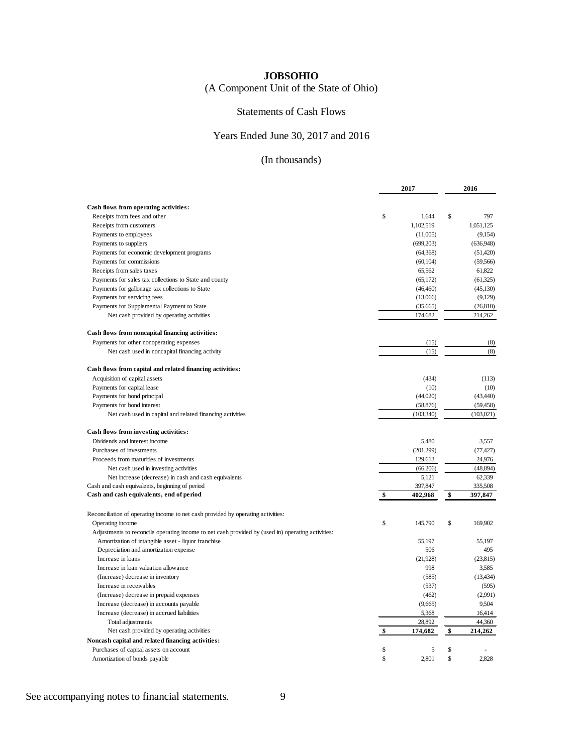# JOBSOHIO

(A Component Unit of the State of Ohio)

Statements of Cash Flows

Years Ended June 30, 2017 and 2016

(In thousands)

| | 2017 | 2016 |
|---|---|---|
| **Cash flows from operating activities:** | | |
| Receipts from fees and other | $ 1,644 | $ 797 |
| Receipts from customers | 1,102,519 | 1,051,125 |
| Payments to employees | (11,005) | (9,154) |
| Payments to suppliers | (699,203) | (636,948) |
| Payments for economic development programs | (64,368) | (51,420) |
| Payments for commissions | (60,104) | (59,566) |
| Receipts from sales taxes | 65,562 | 61,822 |
| Payments for sales tax collections to State and county | (65,172) | (61,325) |
| Payments for gallonage tax collections to State | (46,460) | (45,130) |
| Payments for servicing fees | (13,066) | (9,129) |
| Payments for Supplemental Payment to State | (35,665) | (26,810) |
| Net cash provided by operating activities | 174,682 | 214,262 |
| **Cash flows from noncapital financing activities:** | | |
| Payments for other nonoperating expenses | (15) | (8) |
| Net cash used in noncapital financing activity | (15) | (8) |
| **Cash flows from capital and related financing activities:** | | |
| Acquisition of capital assets | (434) | (113) |
| Payments for capital lease | (10) | (10) |
| Payments for bond principal | (44,020) | (43,440) |
| Payments for bond interest | (58,876) | (59,458) |
| Net cash used in capital and related financing activities | (103,340) | (103,021) |
| **Cash flows from investing activities:** | | |
| Dividends and interest income | 5,480 | 3,557 |
| Purchases of investments | (201,299) | (77,427) |
| Proceeds from maturities of investments | 129,613 | 24,976 |
| Net cash used in investing activities | (66,206) | (48,894) |
| Net increase (decrease) in cash and cash equivalents | 5,121 | 62,339 |
| Cash and cash equivalents, beginning of period | 397,847 | 335,508 |
| **Cash and cash equivalents, end of period** | **$ 402,968** | **$ 397,847** |
| Reconciliation of operating income to net cash provided by operating activities: | | |
| Operating income | $ 145,790 | $ 169,902 |
| Adjustments to reconcile operating income to net cash provided by (used in) operating activities: | | |
| Amortization of intangible asset - liquor franchise | 55,197 | 55,197 |
| Depreciation and amortization expense | 506 | 495 |
| Increase in loans | (21,928) | (23,815) |
| Increase in loan valuation allowance | 998 | 3,585 |
| (Increase) decrease in inventory | (585) | (13,434) |
| Increase in receivables | (537) | (595) |
| (Increase) decrease in prepaid expenses | (462) | (2,991) |
| Increase (decrease) in accounts payable | (9,665) | 9,504 |
| Increase (decrease) in accrued liabilities | 5,368 | 16,414 |
| Total adjustments | 28,892 | 44,360 |
| Net cash provided by operating activities | **$ 174,682** | **$ 214,262** |
| **Noncash capital and related financing activities:** | | |
| Purchases of capital assets on account | $ 5 | $ - |
| Amortization of bonds payable | $ 2,801 | $ 2,828 |

See accompanying notes to financial statements.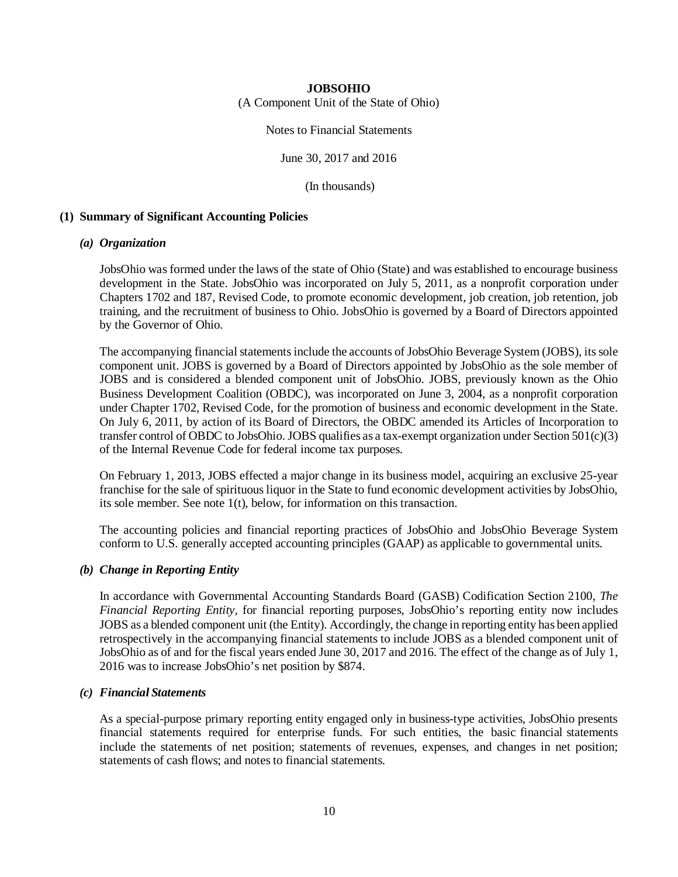**JOBSOHIO**

(A Component Unit of the State of Ohio)

Notes to Financial Statements

June 30, 2017 and 2016

(In thousands)

## (1) Summary of Significant Accounting Policies

### *(a) Organization*

JobsOhio was formed under the laws of the state of Ohio (State) and was established to encourage business development in the State. JobsOhio was incorporated on July 5, 2011, as a nonprofit corporation under Chapters 1702 and 187, Revised Code, to promote economic development, job creation, job retention, job training, and the recruitment of business to Ohio. JobsOhio is governed by a Board of Directors appointed by the Governor of Ohio.

The accompanying financial statements include the accounts of JobsOhio Beverage System (JOBS), its sole component unit. JOBS is governed by a Board of Directors appointed by JobsOhio as the sole member of JOBS and is considered a blended component unit of JobsOhio. JOBS, previously known as the Ohio Business Development Coalition (OBDC), was incorporated on June 3, 2004, as a nonprofit corporation under Chapter 1702, Revised Code, for the promotion of business and economic development in the State. On July 6, 2011, by action of its Board of Directors, the OBDC amended its Articles of Incorporation to transfer control of OBDC to JobsOhio. JOBS qualifies as a tax-exempt organization under Section 501(c)(3) of the Internal Revenue Code for federal income tax purposes.

On February 1, 2013, JOBS effected a major change in its business model, acquiring an exclusive 25-year franchise for the sale of spirituous liquor in the State to fund economic development activities by JobsOhio, its sole member. See note 1(t), below, for information on this transaction.

The accounting policies and financial reporting practices of JobsOhio and JobsOhio Beverage System conform to U.S. generally accepted accounting principles (GAAP) as applicable to governmental units.

### *(b) Change in Reporting Entity*

In accordance with Governmental Accounting Standards Board (GASB) Codification Section 2100, *The Financial Reporting Entity*, for financial reporting purposes, JobsOhio's reporting entity now includes JOBS as a blended component unit (the Entity). Accordingly, the change in reporting entity has been applied retrospectively in the accompanying financial statements to include JOBS as a blended component unit of JobsOhio as of and for the fiscal years ended June 30, 2017 and 2016. The effect of the change as of July 1, 2016 was to increase JobsOhio's net position by $874.

### *(c) Financial Statements*

As a special-purpose primary reporting entity engaged only in business-type activities, JobsOhio presents financial statements required for enterprise funds. For such entities, the basic financial statements include the statements of net position; statements of revenues, expenses, and changes in net position; statements of cash flows; and notes to financial statements.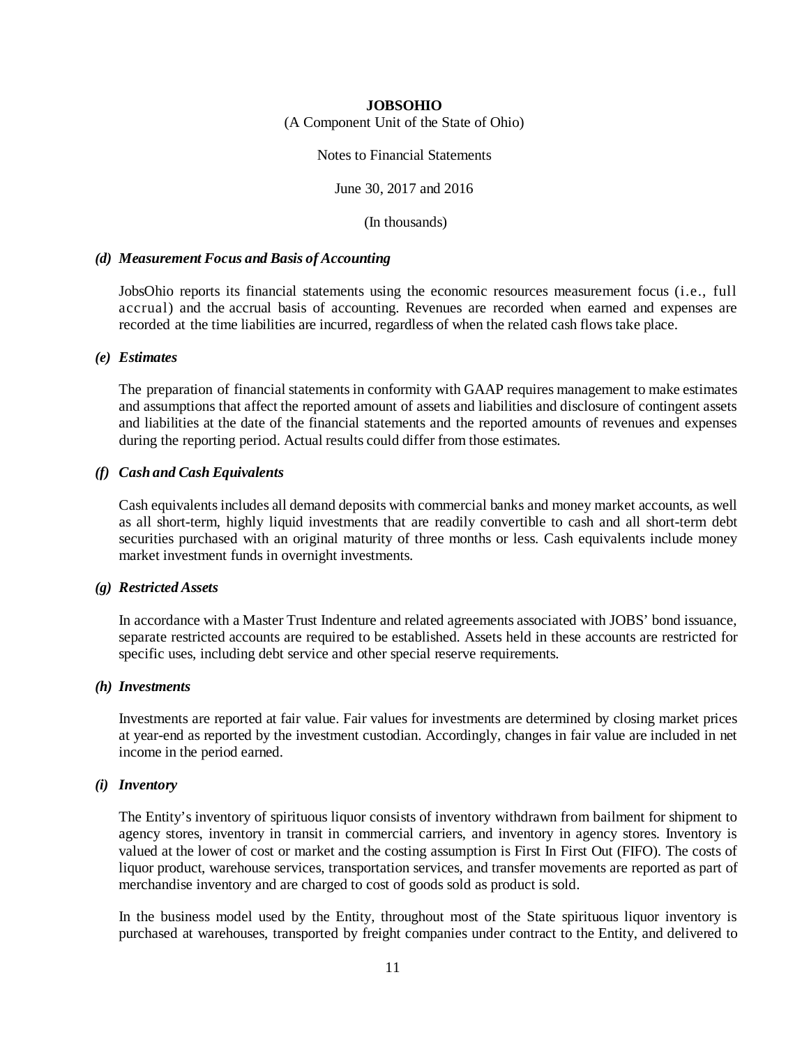**JOBSOHIO**

(A Component Unit of the State of Ohio)

Notes to Financial Statements

June 30, 2017 and 2016

(In thousands)

### *(d) Measurement Focus and Basis of Accounting*

JobsOhio reports its financial statements using the economic resources measurement focus (i.e., full accrual) and the accrual basis of accounting. Revenues are recorded when earned and expenses are recorded at the time liabilities are incurred, regardless of when the related cash flows take place.

### *(e) Estimates*

The preparation of financial statements in conformity with GAAP requires management to make estimates and assumptions that affect the reported amount of assets and liabilities and disclosure of contingent assets and liabilities at the date of the financial statements and the reported amounts of revenues and expenses during the reporting period. Actual results could differ from those estimates.

### *(f) Cash and Cash Equivalents*

Cash equivalents includes all demand deposits with commercial banks and money market accounts, as well as all short-term, highly liquid investments that are readily convertible to cash and all short-term debt securities purchased with an original maturity of three months or less. Cash equivalents include money market investment funds in overnight investments.

### *(g) Restricted Assets*

In accordance with a Master Trust Indenture and related agreements associated with JOBS' bond issuance, separate restricted accounts are required to be established. Assets held in these accounts are restricted for specific uses, including debt service and other special reserve requirements.

### *(h) Investments*

Investments are reported at fair value. Fair values for investments are determined by closing market prices at year-end as reported by the investment custodian. Accordingly, changes in fair value are included in net income in the period earned.

### *(i) Inventory*

The Entity's inventory of spirituous liquor consists of inventory withdrawn from bailment for shipment to agency stores, inventory in transit in commercial carriers, and inventory in agency stores. Inventory is valued at the lower of cost or market and the costing assumption is First In First Out (FIFO). The costs of liquor product, warehouse services, transportation services, and transfer movements are reported as part of merchandise inventory and are charged to cost of goods sold as product is sold.

In the business model used by the Entity, throughout most of the State spirituous liquor inventory is purchased at warehouses, transported by freight companies under contract to the Entity, and delivered to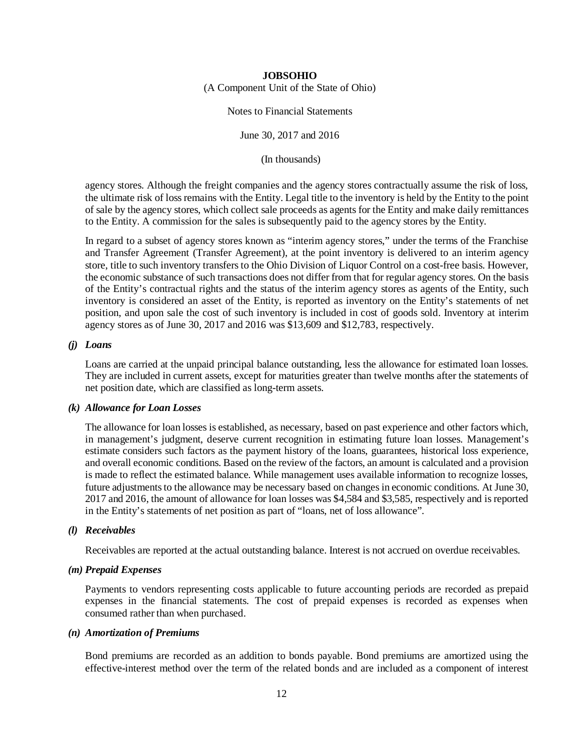agency stores. Although the freight companies and the agency stores contractually assume the risk of loss, the ultimate risk of loss remains with the Entity. Legal title to the inventory is held by the Entity to the point of sale by the agency stores, which collect sale proceeds as agents for the Entity and make daily remittances to the Entity. A commission for the sales is subsequently paid to the agency stores by the Entity.

In regard to a subset of agency stores known as "interim agency stores," under the terms of the Franchise and Transfer Agreement (Transfer Agreement), at the point inventory is delivered to an interim agency store, title to such inventory transfers to the Ohio Division of Liquor Control on a cost-free basis. However, the economic substance of such transactions does not differ from that for regular agency stores. On the basis of the Entity's contractual rights and the status of the interim agency stores as agents of the Entity, such inventory is considered an asset of the Entity, is reported as inventory on the Entity's statements of net position, and upon sale the cost of such inventory is included in cost of goods sold. Inventory at interim agency stores as of June 30, 2017 and 2016 was $13,609 and $12,783, respectively.

***(j) Loans***

Loans are carried at the unpaid principal balance outstanding, less the allowance for estimated loan losses. They are included in current assets, except for maturities greater than twelve months after the statements of net position date, which are classified as long-term assets.

***(k) Allowance for Loan Losses***

The allowance for loan losses is established, as necessary, based on past experience and other factors which, in management's judgment, deserve current recognition in estimating future loan losses. Management's estimate considers such factors as the payment history of the loans, guarantees, historical loss experience, and overall economic conditions. Based on the review of the factors, an amount is calculated and a provision is made to reflect the estimated balance. While management uses available information to recognize losses, future adjustments to the allowance may be necessary based on changes in economic conditions. At June 30, 2017 and 2016, the amount of allowance for loan losses was $4,584 and $3,585, respectively and is reported in the Entity's statements of net position as part of "loans, net of loss allowance".

***(l) Receivables***

Receivables are reported at the actual outstanding balance. Interest is not accrued on overdue receivables.

***(m) Prepaid Expenses***

Payments to vendors representing costs applicable to future accounting periods are recorded as prepaid expenses in the financial statements. The cost of prepaid expenses is recorded as expenses when consumed rather than when purchased.

***(n) Amortization of Premiums***

Bond premiums are recorded as an addition to bonds payable. Bond premiums are amortized using the effective-interest method over the term of the related bonds and are included as a component of interest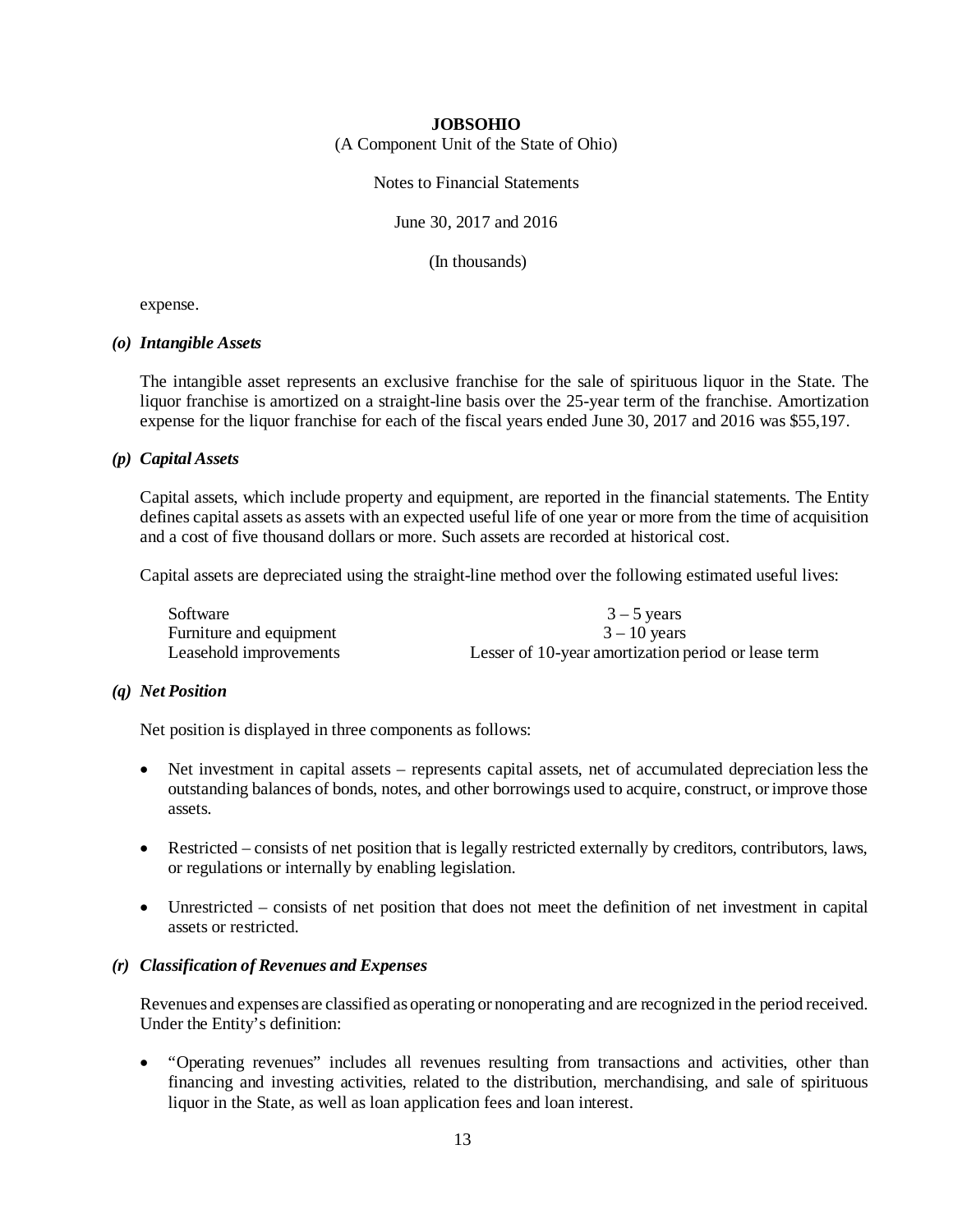expense.

### *(o) Intangible Assets*

The intangible asset represents an exclusive franchise for the sale of spirituous liquor in the State. The liquor franchise is amortized on a straight-line basis over the 25-year term of the franchise. Amortization expense for the liquor franchise for each of the fiscal years ended June 30, 2017 and 2016 was $55,197.

### *(p) Capital Assets*

Capital assets, which include property and equipment, are reported in the financial statements. The Entity defines capital assets as assets with an expected useful life of one year or more from the time of acquisition and a cost of five thousand dollars or more. Such assets are recorded at historical cost.

Capital assets are depreciated using the straight-line method over the following estimated useful lives:

| | |
|---|---|
| Software | 3 – 5 years |
| Furniture and equipment | 3 – 10 years |
| Leasehold improvements | Lesser of 10-year amortization period or lease term |

### *(q) Net Position*

Net position is displayed in three components as follows:

- Net investment in capital assets – represents capital assets, net of accumulated depreciation less the outstanding balances of bonds, notes, and other borrowings used to acquire, construct, or improve those assets.
- Restricted – consists of net position that is legally restricted externally by creditors, contributors, laws, or regulations or internally by enabling legislation.
- Unrestricted – consists of net position that does not meet the definition of net investment in capital assets or restricted.

### *(r) Classification of Revenues and Expenses*

Revenues and expenses are classified as operating or nonoperating and are recognized in the period received. Under the Entity's definition:

- "Operating revenues" includes all revenues resulting from transactions and activities, other than financing and investing activities, related to the distribution, merchandising, and sale of spirituous liquor in the State, as well as loan application fees and loan interest.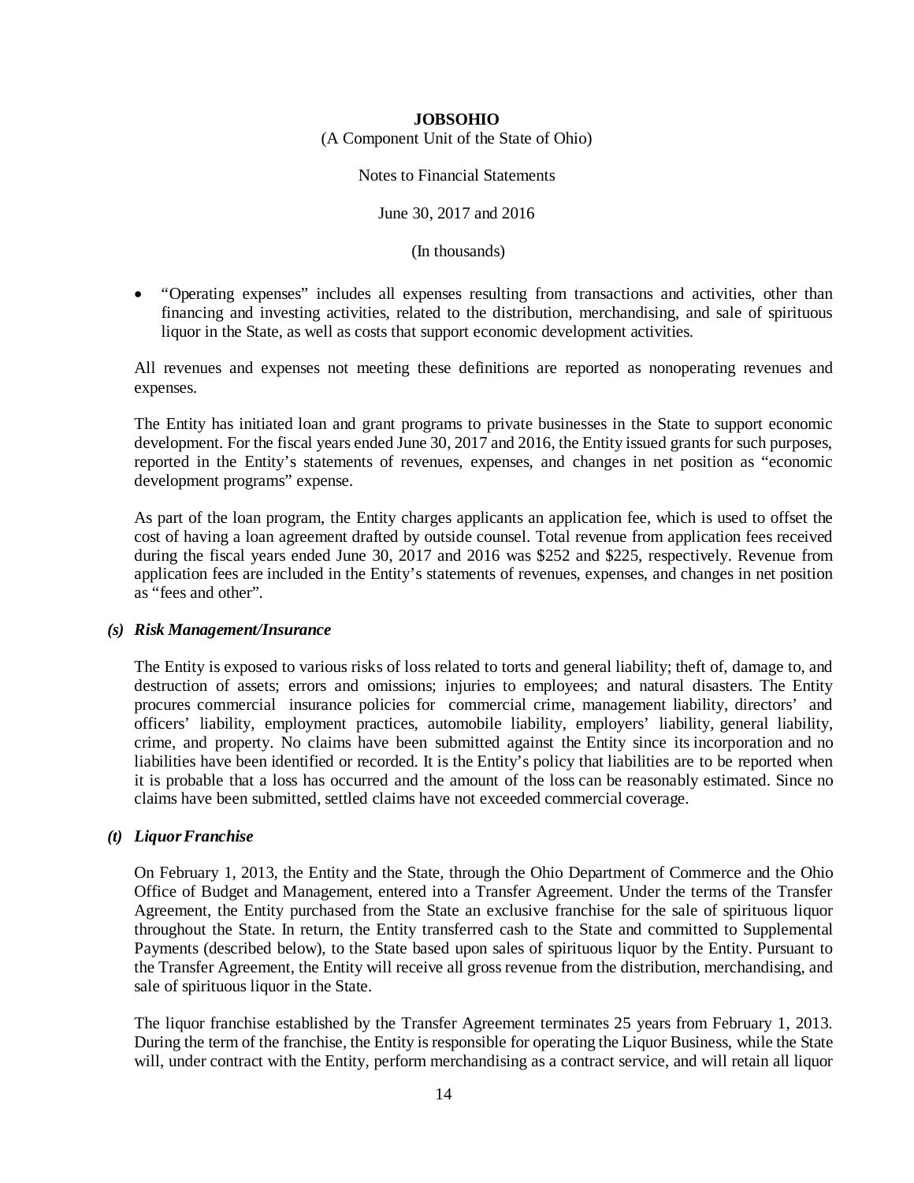- "Operating expenses" includes all expenses resulting from transactions and activities, other than financing and investing activities, related to the distribution, merchandising, and sale of spirituous liquor in the State, as well as costs that support economic development activities.

All revenues and expenses not meeting these definitions are reported as nonoperating revenues and expenses.

The Entity has initiated loan and grant programs to private businesses in the State to support economic development. For the fiscal years ended June 30, 2017 and 2016, the Entity issued grants for such purposes, reported in the Entity's statements of revenues, expenses, and changes in net position as "economic development programs" expense.

As part of the loan program, the Entity charges applicants an application fee, which is used to offset the cost of having a loan agreement drafted by outside counsel. Total revenue from application fees received during the fiscal years ended June 30, 2017 and 2016 was $252 and $225, respectively. Revenue from application fees are included in the Entity's statements of revenues, expenses, and changes in net position as "fees and other".

### *(s) Risk Management/Insurance*

The Entity is exposed to various risks of loss related to torts and general liability; theft of, damage to, and destruction of assets; errors and omissions; injuries to employees; and natural disasters. The Entity procures commercial insurance policies for commercial crime, management liability, directors' and officers' liability, employment practices, automobile liability, employers' liability, general liability, crime, and property. No claims have been submitted against the Entity since its incorporation and no liabilities have been identified or recorded. It is the Entity's policy that liabilities are to be reported when it is probable that a loss has occurred and the amount of the loss can be reasonably estimated. Since no claims have been submitted, settled claims have not exceeded commercial coverage.

### *(t) Liquor Franchise*

On February 1, 2013, the Entity and the State, through the Ohio Department of Commerce and the Ohio Office of Budget and Management, entered into a Transfer Agreement. Under the terms of the Transfer Agreement, the Entity purchased from the State an exclusive franchise for the sale of spirituous liquor throughout the State. In return, the Entity transferred cash to the State and committed to Supplemental Payments (described below), to the State based upon sales of spirituous liquor by the Entity. Pursuant to the Transfer Agreement, the Entity will receive all gross revenue from the distribution, merchandising, and sale of spirituous liquor in the State.

The liquor franchise established by the Transfer Agreement terminates 25 years from February 1, 2013. During the term of the franchise, the Entity is responsible for operating the Liquor Business, while the State will, under contract with the Entity, perform merchandising as a contract service, and will retain all liquor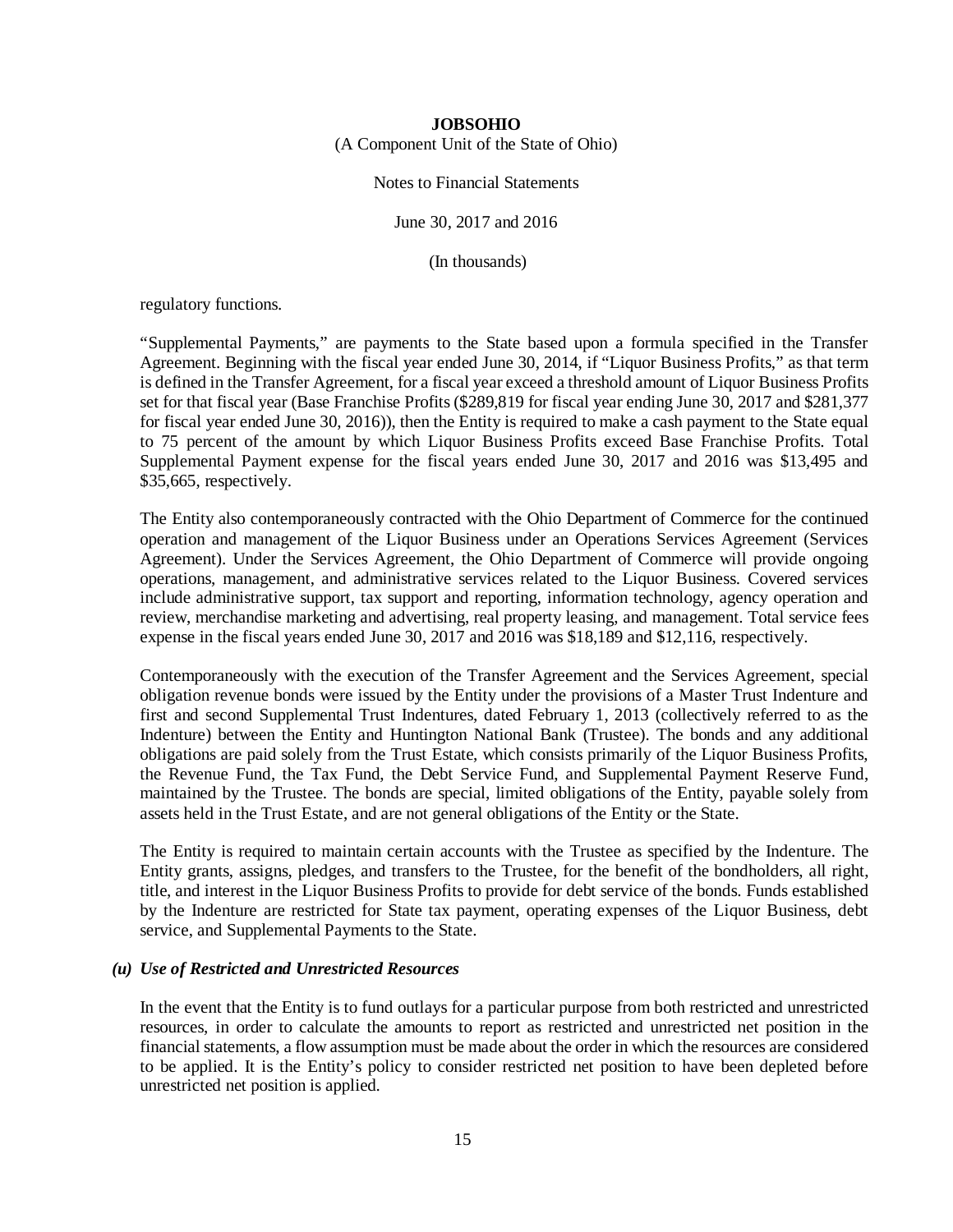regulatory functions.

"Supplemental Payments," are payments to the State based upon a formula specified in the Transfer Agreement. Beginning with the fiscal year ended June 30, 2014, if "Liquor Business Profits," as that term is defined in the Transfer Agreement, for a fiscal year exceed a threshold amount of Liquor Business Profits set for that fiscal year (Base Franchise Profits ($289,819 for fiscal year ending June 30, 2017 and $281,377 for fiscal year ended June 30, 2016)), then the Entity is required to make a cash payment to the State equal to 75 percent of the amount by which Liquor Business Profits exceed Base Franchise Profits. Total Supplemental Payment expense for the fiscal years ended June 30, 2017 and 2016 was $13,495 and $35,665, respectively.

The Entity also contemporaneously contracted with the Ohio Department of Commerce for the continued operation and management of the Liquor Business under an Operations Services Agreement (Services Agreement). Under the Services Agreement, the Ohio Department of Commerce will provide ongoing operations, management, and administrative services related to the Liquor Business. Covered services include administrative support, tax support and reporting, information technology, agency operation and review, merchandise marketing and advertising, real property leasing, and management. Total service fees expense in the fiscal years ended June 30, 2017 and 2016 was $18,189 and $12,116, respectively.

Contemporaneously with the execution of the Transfer Agreement and the Services Agreement, special obligation revenue bonds were issued by the Entity under the provisions of a Master Trust Indenture and first and second Supplemental Trust Indentures, dated February 1, 2013 (collectively referred to as the Indenture) between the Entity and Huntington National Bank (Trustee). The bonds and any additional obligations are paid solely from the Trust Estate, which consists primarily of the Liquor Business Profits, the Revenue Fund, the Tax Fund, the Debt Service Fund, and Supplemental Payment Reserve Fund, maintained by the Trustee. The bonds are special, limited obligations of the Entity, payable solely from assets held in the Trust Estate, and are not general obligations of the Entity or the State.

The Entity is required to maintain certain accounts with the Trustee as specified by the Indenture. The Entity grants, assigns, pledges, and transfers to the Trustee, for the benefit of the bondholders, all right, title, and interest in the Liquor Business Profits to provide for debt service of the bonds. Funds established by the Indenture are restricted for State tax payment, operating expenses of the Liquor Business, debt service, and Supplemental Payments to the State.

### *(u) Use of Restricted and Unrestricted Resources*

In the event that the Entity is to fund outlays for a particular purpose from both restricted and unrestricted resources, in order to calculate the amounts to report as restricted and unrestricted net position in the financial statements, a flow assumption must be made about the order in which the resources are considered to be applied. It is the Entity's policy to consider restricted net position to have been depleted before unrestricted net position is applied.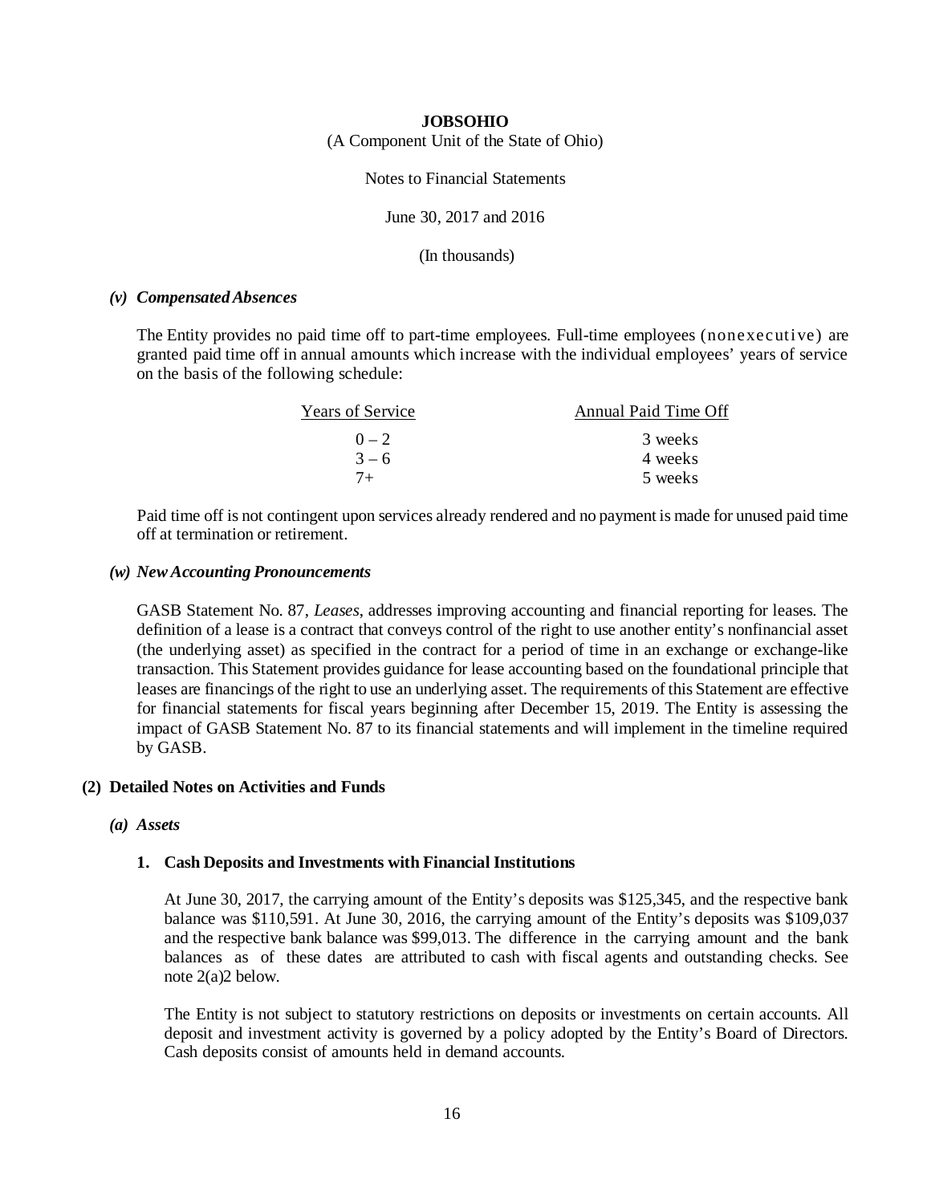### *(v) Compensated Absences*

The Entity provides no paid time off to part-time employees. Full-time employees (nonexecutive) are granted paid time off in annual amounts which increase with the individual employees' years of service on the basis of the following schedule:

| Years of Service | Annual Paid Time Off |
|---|---|
| 0 – 2 | 3 weeks |
| 3 – 6 | 4 weeks |
| 7+ | 5 weeks |

Paid time off is not contingent upon services already rendered and no payment is made for unused paid time off at termination or retirement.

### *(w) New Accounting Pronouncements*

GASB Statement No. 87, *Leases*, addresses improving accounting and financial reporting for leases. The definition of a lease is a contract that conveys control of the right to use another entity's nonfinancial asset (the underlying asset) as specified in the contract for a period of time in an exchange or exchange-like transaction. This Statement provides guidance for lease accounting based on the foundational principle that leases are financings of the right to use an underlying asset. The requirements of this Statement are effective for financial statements for fiscal years beginning after December 15, 2019. The Entity is assessing the impact of GASB Statement No. 87 to its financial statements and will implement in the timeline required by GASB.

## (2) Detailed Notes on Activities and Funds

### *(a) Assets*

#### 1. Cash Deposits and Investments with Financial Institutions

At June 30, 2017, the carrying amount of the Entity's deposits was $125,345, and the respective bank balance was $110,591. At June 30, 2016, the carrying amount of the Entity's deposits was $109,037 and the respective bank balance was $99,013. The difference in the carrying amount and the bank balances as of these dates are attributed to cash with fiscal agents and outstanding checks. See note 2(a)2 below.

The Entity is not subject to statutory restrictions on deposits or investments on certain accounts. All deposit and investment activity is governed by a policy adopted by the Entity's Board of Directors. Cash deposits consist of amounts held in demand accounts.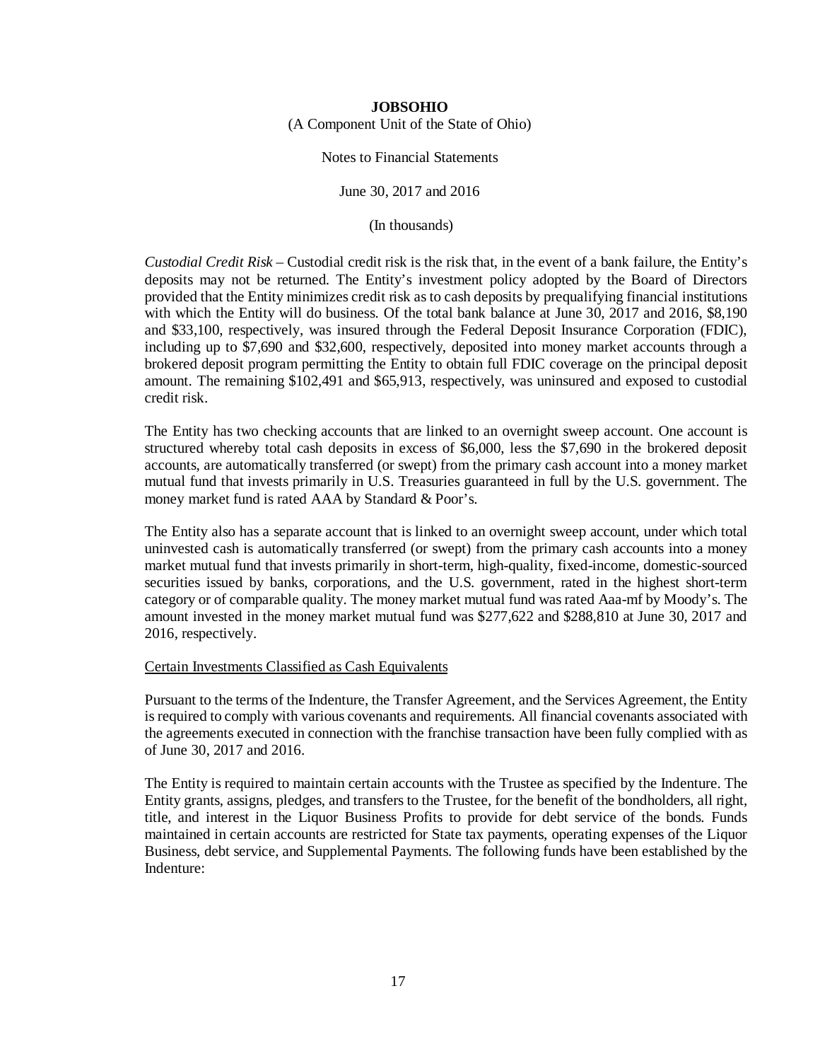*Custodial Credit Risk* – Custodial credit risk is the risk that, in the event of a bank failure, the Entity's deposits may not be returned. The Entity's investment policy adopted by the Board of Directors provided that the Entity minimizes credit risk as to cash deposits by prequalifying financial institutions with which the Entity will do business. Of the total bank balance at June 30, 2017 and 2016, $8,190 and $33,100, respectively, was insured through the Federal Deposit Insurance Corporation (FDIC), including up to $7,690 and $32,600, respectively, deposited into money market accounts through a brokered deposit program permitting the Entity to obtain full FDIC coverage on the principal deposit amount. The remaining $102,491 and $65,913, respectively, was uninsured and exposed to custodial credit risk.

The Entity has two checking accounts that are linked to an overnight sweep account. One account is structured whereby total cash deposits in excess of $6,000, less the $7,690 in the brokered deposit accounts, are automatically transferred (or swept) from the primary cash account into a money market mutual fund that invests primarily in U.S. Treasuries guaranteed in full by the U.S. government. The money market fund is rated AAA by Standard & Poor's.

The Entity also has a separate account that is linked to an overnight sweep account, under which total uninvested cash is automatically transferred (or swept) from the primary cash accounts into a money market mutual fund that invests primarily in short-term, high-quality, fixed-income, domestic-sourced securities issued by banks, corporations, and the U.S. government, rated in the highest short-term category or of comparable quality. The money market mutual fund was rated Aaa-mf by Moody's. The amount invested in the money market mutual fund was $277,622 and $288,810 at June 30, 2017 and 2016, respectively.

Certain Investments Classified as Cash Equivalents

Pursuant to the terms of the Indenture, the Transfer Agreement, and the Services Agreement, the Entity is required to comply with various covenants and requirements. All financial covenants associated with the agreements executed in connection with the franchise transaction have been fully complied with as of June 30, 2017 and 2016.

The Entity is required to maintain certain accounts with the Trustee as specified by the Indenture. The Entity grants, assigns, pledges, and transfers to the Trustee, for the benefit of the bondholders, all right, title, and interest in the Liquor Business Profits to provide for debt service of the bonds. Funds maintained in certain accounts are restricted for State tax payments, operating expenses of the Liquor Business, debt service, and Supplemental Payments. The following funds have been established by the Indenture: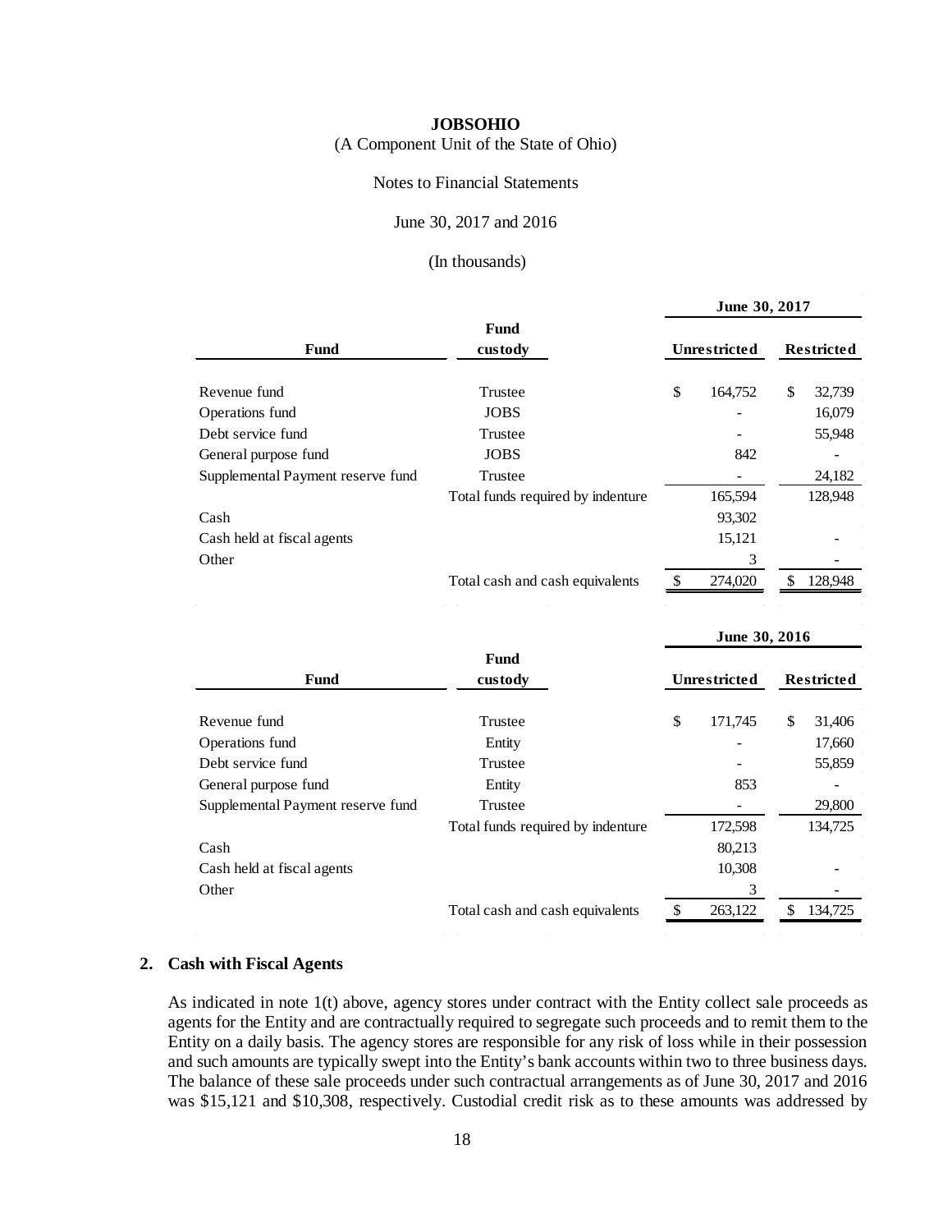**JOBSOHIO**

(A Component Unit of the State of Ohio)

Notes to Financial Statements

June 30, 2017 and 2016

(In thousands)

| Fund | Fund custody | June 30, 2017 Unrestricted | June 30, 2017 Restricted |
|---|---|---|---|
| Revenue fund | Trustee | $ 164,752 | $ 32,739 |
| Operations fund | JOBS | - | 16,079 |
| Debt service fund | Trustee | - | 55,948 |
| General purpose fund | JOBS | 842 | - |
| Supplemental Payment reserve fund | Trustee | - | 24,182 |
| | Total funds required by indenture | 165,594 | 128,948 |
| Cash | | 93,302 | |
| Cash held at fiscal agents | | 15,121 | - |
| Other | | 3 | - |
| | Total cash and cash equivalents | $ 274,020 | $ 128,948 |

| Fund | Fund custody | June 30, 2016 Unrestricted | June 30, 2016 Restricted |
|---|---|---|---|
| Revenue fund | Trustee | $ 171,745 | $ 31,406 |
| Operations fund | Entity | - | 17,660 |
| Debt service fund | Trustee | - | 55,859 |
| General purpose fund | Entity | 853 | - |
| Supplemental Payment reserve fund | Trustee | - | 29,800 |
| | Total funds required by indenture | 172,598 | 134,725 |
| Cash | | 80,213 | |
| Cash held at fiscal agents | | 10,308 | - |
| Other | | 3 | - |
| | Total cash and cash equivalents | $ 263,122 | $ 134,725 |

## 2. Cash with Fiscal Agents

As indicated in note 1(t) above, agency stores under contract with the Entity collect sale proceeds as agents for the Entity and are contractually required to segregate such proceeds and to remit them to the Entity on a daily basis. The agency stores are responsible for any risk of loss while in their possession and such amounts are typically swept into the Entity's bank accounts within two to three business days. The balance of these sale proceeds under such contractual arrangements as of June 30, 2017 and 2016 was $15,121 and $10,308, respectively. Custodial credit risk as to these amounts was addressed by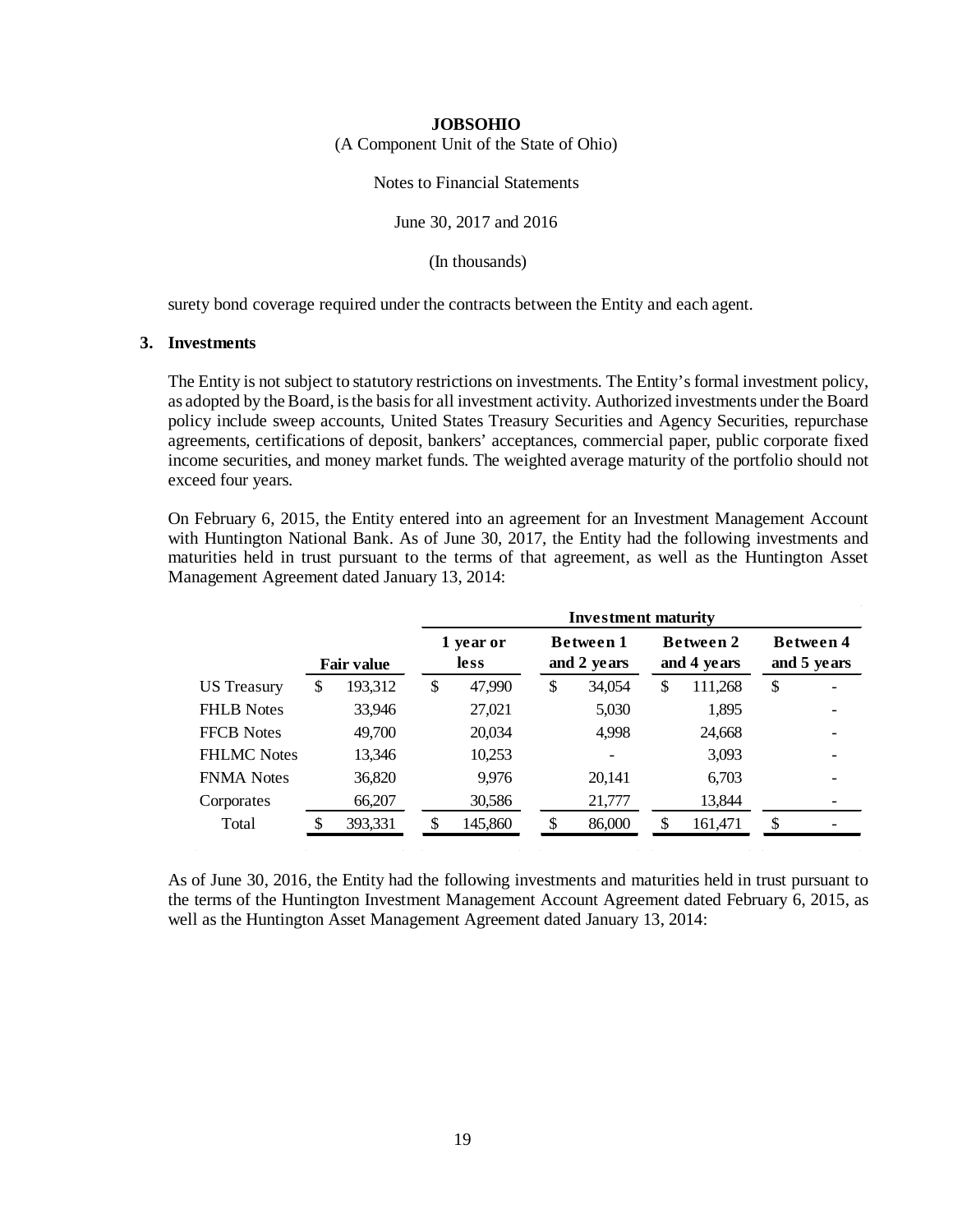**JOBSOHIO**

(A Component Unit of the State of Ohio)

Notes to Financial Statements

June 30, 2017 and 2016

(In thousands)

surety bond coverage required under the contracts between the Entity and each agent.

## 3. Investments

The Entity is not subject to statutory restrictions on investments. The Entity's formal investment policy, as adopted by the Board, is the basis for all investment activity. Authorized investments under the Board policy include sweep accounts, United States Treasury Securities and Agency Securities, repurchase agreements, certifications of deposit, bankers' acceptances, commercial paper, public corporate fixed income securities, and money market funds. The weighted average maturity of the portfolio should not exceed four years.

On February 6, 2015, the Entity entered into an agreement for an Investment Management Account with Huntington National Bank. As of June 30, 2017, the Entity had the following investments and maturities held in trust pursuant to the terms of that agreement, as well as the Huntington Asset Management Agreement dated January 13, 2014:

| | | Investment maturity | | | |
|---|---|---|---|---|---|
| | **Fair value** | **1 year or less** | **Between 1 and 2 years** | **Between 2 and 4 years** | **Between 4 and 5 years** |
| US Treasury | $ 193,312 | $ 47,990 | $ 34,054 | $ 111,268 | $ - |
| FHLB Notes | 33,946 | 27,021 | 5,030 | 1,895 | - |
| FFCB Notes | 49,700 | 20,034 | 4,998 | 24,668 | - |
| FHLMC Notes | 13,346 | 10,253 | - | 3,093 | - |
| FNMA Notes | 36,820 | 9,976 | 20,141 | 6,703 | - |
| Corporates | 66,207 | 30,586 | 21,777 | 13,844 | - |
| Total | $ 393,331 | $ 145,860 | $ 86,000 | $ 161,471 | $ - |

As of June 30, 2016, the Entity had the following investments and maturities held in trust pursuant to the terms of the Huntington Investment Management Account Agreement dated February 6, 2015, as well as the Huntington Asset Management Agreement dated January 13, 2014: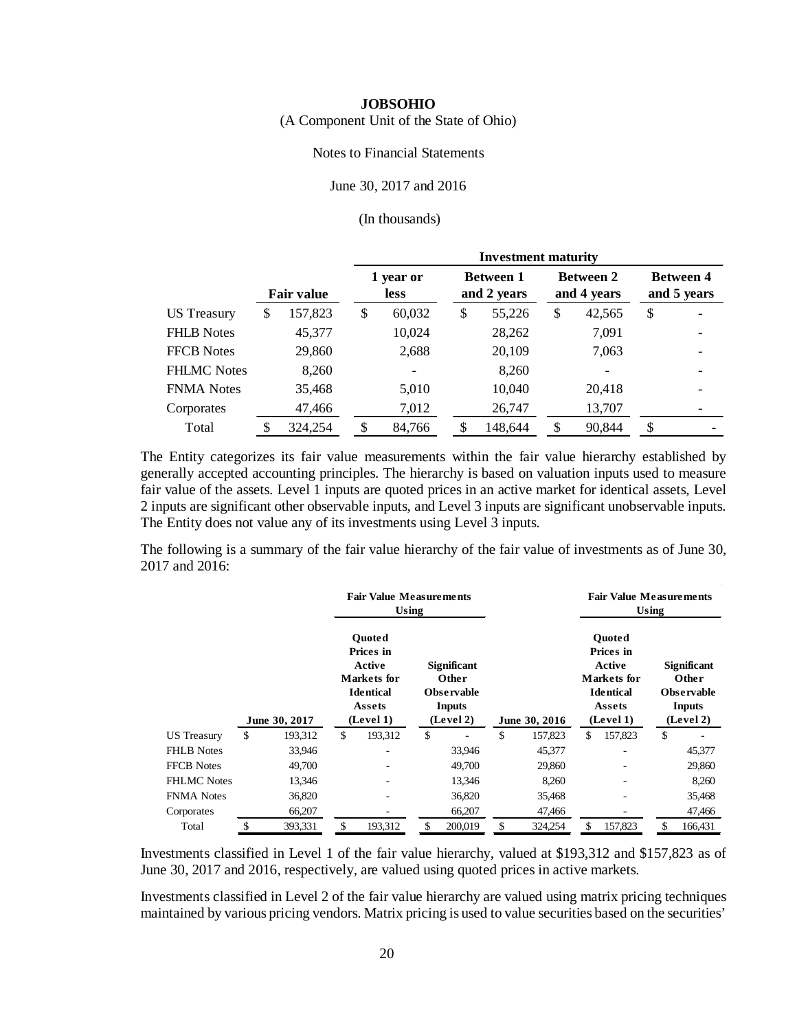**JOBSOHIO**

(A Component Unit of the State of Ohio)

Notes to Financial Statements

June 30, 2017 and 2016

(In thousands)

| | Fair value | Investment maturity | | | |
|---|---|---|---|---|---|
| | | 1 year or less | Between 1 and 2 years | Between 2 and 4 years | Between 4 and 5 years |
| US Treasury | $ 157,823 | $ 60,032 | $ 55,226 | $ 42,565 | $ - |
| FHLB Notes | 45,377 | 10,024 | 28,262 | 7,091 | - |
| FFCB Notes | 29,860 | 2,688 | 20,109 | 7,063 | - |
| FHLMC Notes | 8,260 | - | 8,260 | - | - |
| FNMA Notes | 35,468 | 5,010 | 10,040 | 20,418 | - |
| Corporates | 47,466 | 7,012 | 26,747 | 13,707 | - |
| Total | $ 324,254 | $ 84,766 | $ 148,644 | $ 90,844 | $ - |

The Entity categorizes its fair value measurements within the fair value hierarchy established by generally accepted accounting principles. The hierarchy is based on valuation inputs used to measure fair value of the assets. Level 1 inputs are quoted prices in an active market for identical assets, Level 2 inputs are significant other observable inputs, and Level 3 inputs are significant unobservable inputs. The Entity does not value any of its investments using Level 3 inputs.

The following is a summary of the fair value hierarchy of the fair value of investments as of June 30, 2017 and 2016:

| | | Fair Value Measurements Using | | | Fair Value Measurements Using | |
|---|---|---|---|---|---|---|
| | June 30, 2017 | Quoted Prices in Active Markets for Identical Assets (Level 1) | Significant Other Observable Inputs (Level 2) | June 30, 2016 | Quoted Prices in Active Markets for Identical Assets (Level 1) | Significant Other Observable Inputs (Level 2) |
| US Treasury | $ 193,312 | $ 193,312 | $ - | $ 157,823 | $ 157,823 | $ - |
| FHLB Notes | 33,946 | - | 33,946 | 45,377 | - | 45,377 |
| FFCB Notes | 49,700 | - | 49,700 | 29,860 | - | 29,860 |
| FHLMC Notes | 13,346 | - | 13,346 | 8,260 | - | 8,260 |
| FNMA Notes | 36,820 | - | 36,820 | 35,468 | - | 35,468 |
| Corporates | 66,207 | - | 66,207 | 47,466 | - | 47,466 |
| Total | $ 393,331 | $ 193,312 | $ 200,019 | $ 324,254 | $ 157,823 | $ 166,431 |

Investments classified in Level 1 of the fair value hierarchy, valued at $193,312 and $157,823 as of June 30, 2017 and 2016, respectively, are valued using quoted prices in active markets.

Investments classified in Level 2 of the fair value hierarchy are valued using matrix pricing techniques maintained by various pricing vendors. Matrix pricing is used to value securities based on the securities'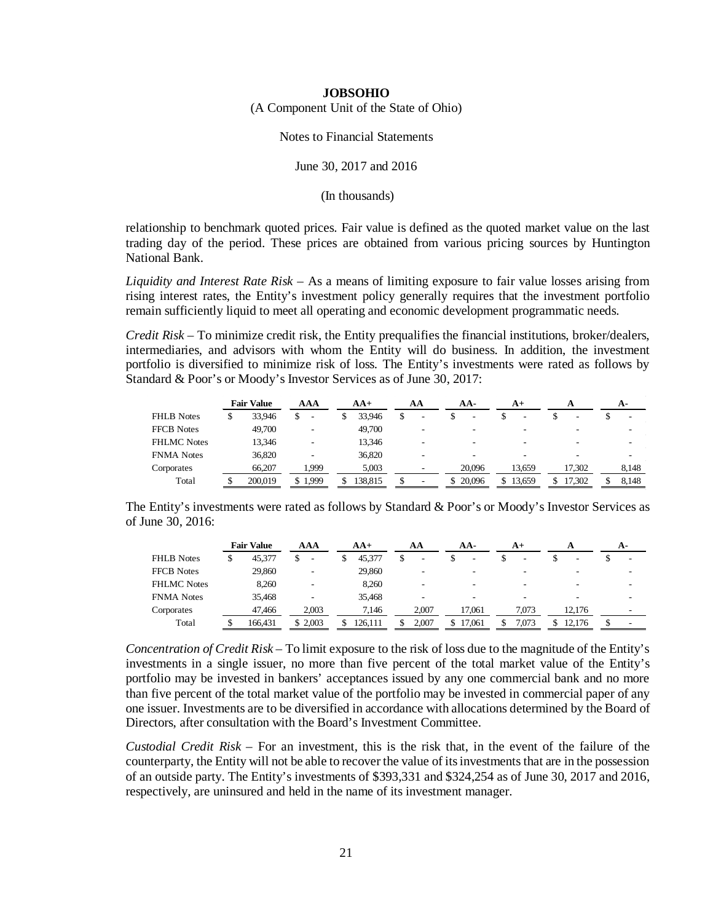relationship to benchmark quoted prices. Fair value is defined as the quoted market value on the last trading day of the period. These prices are obtained from various pricing sources by Huntington National Bank.

*Liquidity and Interest Rate Risk* – As a means of limiting exposure to fair value losses arising from rising interest rates, the Entity's investment policy generally requires that the investment portfolio remain sufficiently liquid to meet all operating and economic development programmatic needs.

*Credit Risk* – To minimize credit risk, the Entity prequalifies the financial institutions, broker/dealers, intermediaries, and advisors with whom the Entity will do business. In addition, the investment portfolio is diversified to minimize risk of loss. The Entity's investments were rated as follows by Standard & Poor's or Moody's Investor Services as of June 30, 2017:

| | Fair Value | AAA | AA+ | AA | AA- | A+ | A | A- |
|---|---|---|---|---|---|---|---|---|
| FHLB Notes | $ 33,946 | $ - | $ 33,946 | $ - | $ - | $ - | $ - | $ - |
| FFCB Notes | 49,700 | - | 49,700 | - | - | - | - | - |
| FHLMC Notes | 13,346 | - | 13,346 | - | - | - | - | - |
| FNMA Notes | 36,820 | - | 36,820 | - | - | - | - | - |
| Corporates | 66,207 | 1,999 | 5,003 | - | 20,096 | 13,659 | 17,302 | 8,148 |
| Total | $ 200,019 | $ 1,999 | $ 138,815 | $ - | $ 20,096 | $ 13,659 | $ 17,302 | $ 8,148 |

The Entity's investments were rated as follows by Standard & Poor's or Moody's Investor Services as of June 30, 2016:

| | Fair Value | AAA | AA+ | AA | AA- | A+ | A | A- |
|---|---|---|---|---|---|---|---|---|
| FHLB Notes | $ 45,377 | $ - | $ 45,377 | $ - | $ - | $ - | $ - | $ - |
| FFCB Notes | 29,860 | - | 29,860 | - | - | - | - | - |
| FHLMC Notes | 8,260 | - | 8,260 | - | - | - | - | - |
| FNMA Notes | 35,468 | - | 35,468 | - | - | - | - | - |
| Corporates | 47,466 | 2,003 | 7,146 | 2,007 | 17,061 | 7,073 | 12,176 | - |
| Total | $ 166,431 | $ 2,003 | $ 126,111 | $ 2,007 | $ 17,061 | $ 7,073 | $ 12,176 | $ - |

*Concentration of Credit Risk* – To limit exposure to the risk of loss due to the magnitude of the Entity's investments in a single issuer, no more than five percent of the total market value of the Entity's portfolio may be invested in bankers' acceptances issued by any one commercial bank and no more than five percent of the total market value of the portfolio may be invested in commercial paper of any one issuer. Investments are to be diversified in accordance with allocations determined by the Board of Directors, after consultation with the Board's Investment Committee.

*Custodial Credit Risk* – For an investment, this is the risk that, in the event of the failure of the counterparty, the Entity will not be able to recover the value of its investments that are in the possession of an outside party. The Entity's investments of $393,331 and $324,254 as of June 30, 2017 and 2016, respectively, are uninsured and held in the name of its investment manager.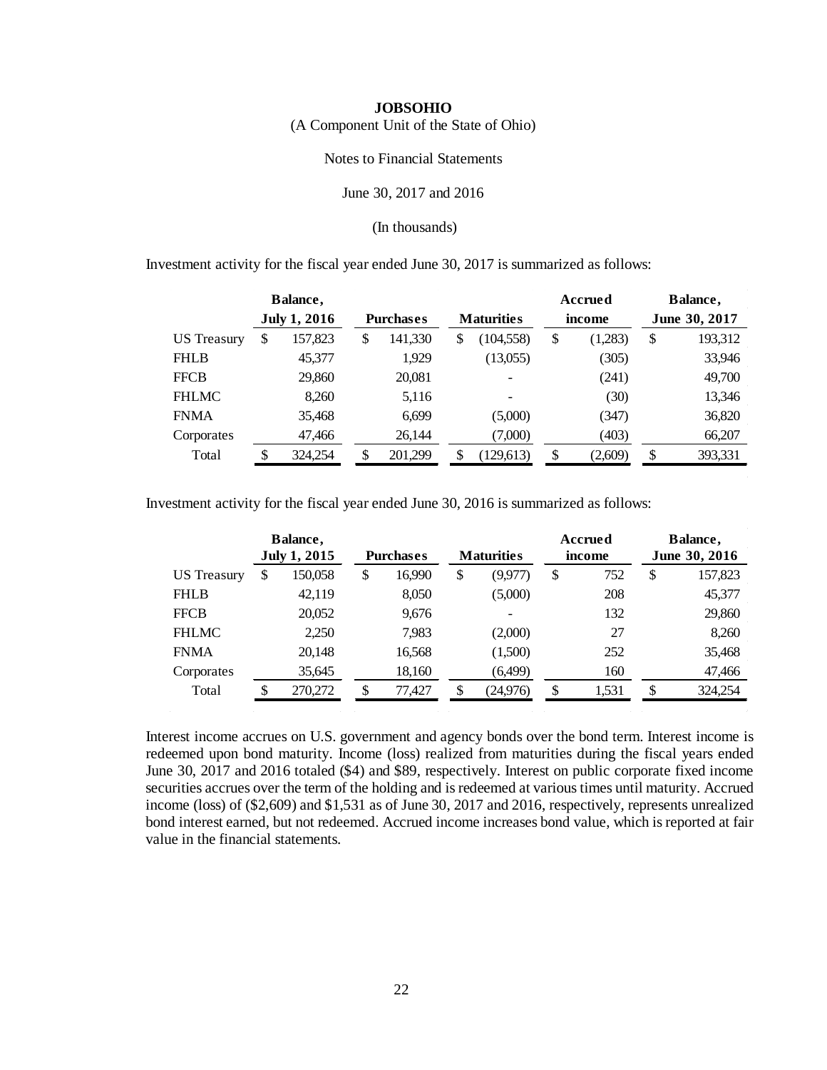**JOBSOHIO**

(A Component Unit of the State of Ohio)

Notes to Financial Statements

June 30, 2017 and 2016

(In thousands)

Investment activity for the fiscal year ended June 30, 2017 is summarized as follows:

| | Balance, July 1, 2016 | Purchases | Maturities | Accrued income | Balance, June 30, 2017 |
|---|---|---|---|---|---|
| US Treasury | $ 157,823 | $ 141,330 | $ (104,558) | $ (1,283) | $ 193,312 |
| FHLB | 45,377 | 1,929 | (13,055) | (305) | 33,946 |
| FFCB | 29,860 | 20,081 | - | (241) | 49,700 |
| FHLMC | 8,260 | 5,116 | - | (30) | 13,346 |
| FNMA | 35,468 | 6,699 | (5,000) | (347) | 36,820 |
| Corporates | 47,466 | 26,144 | (7,000) | (403) | 66,207 |
| Total | $ 324,254 | $ 201,299 | $ (129,613) | $ (2,609) | $ 393,331 |

Investment activity for the fiscal year ended June 30, 2016 is summarized as follows:

| | Balance, July 1, 2015 | Purchases | Maturities | Accrued income | Balance, June 30, 2016 |
|---|---|---|---|---|---|
| US Treasury | $ 150,058 | $ 16,990 | $ (9,977) | $ 752 | $ 157,823 |
| FHLB | 42,119 | 8,050 | (5,000) | 208 | 45,377 |
| FFCB | 20,052 | 9,676 | - | 132 | 29,860 |
| FHLMC | 2,250 | 7,983 | (2,000) | 27 | 8,260 |
| FNMA | 20,148 | 16,568 | (1,500) | 252 | 35,468 |
| Corporates | 35,645 | 18,160 | (6,499) | 160 | 47,466 |
| Total | $ 270,272 | $ 77,427 | $ (24,976) | $ 1,531 | $ 324,254 |

Interest income accrues on U.S. government and agency bonds over the bond term. Interest income is redeemed upon bond maturity. Income (loss) realized from maturities during the fiscal years ended June 30, 2017 and 2016 totaled ($4) and $89, respectively. Interest on public corporate fixed income securities accrues over the term of the holding and is redeemed at various times until maturity. Accrued income (loss) of ($2,609) and $1,531 as of June 30, 2017 and 2016, respectively, represents unrealized bond interest earned, but not redeemed. Accrued income increases bond value, which is reported at fair value in the financial statements.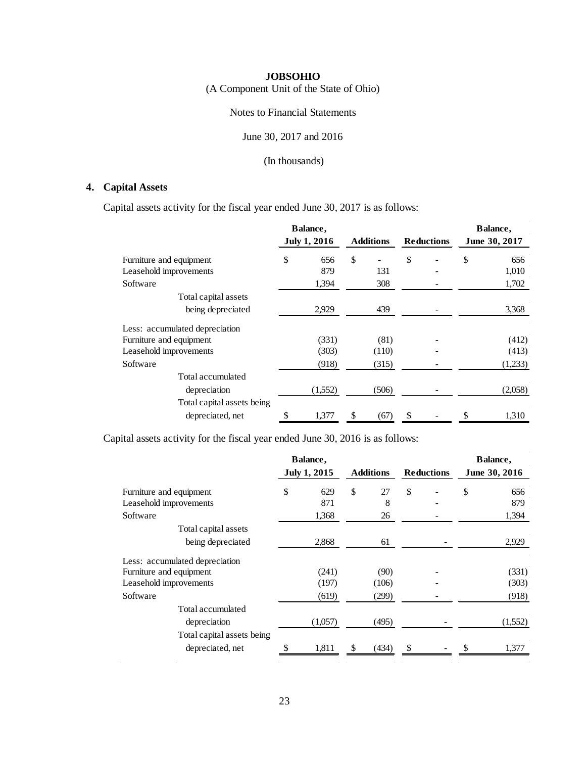**JOBSOHIO**

(A Component Unit of the State of Ohio)

Notes to Financial Statements

June 30, 2017 and 2016

(In thousands)

## 4. Capital Assets

Capital assets activity for the fiscal year ended June 30, 2017 is as follows:

| | Balance, July 1, 2016 | Additions | Reductions | Balance, June 30, 2017 |
|---|---|---|---|---|
| Furniture and equipment | $ 656 | $ - | $ - | $ 656 |
| Leasehold improvements | 879 | 131 | - | 1,010 |
| Software | 1,394 | 308 | - | 1,702 |
| Total capital assets being depreciated | 2,929 | 439 | - | 3,368 |
| Less: accumulated depreciation | | | | |
| Furniture and equipment | (331) | (81) | - | (412) |
| Leasehold improvements | (303) | (110) | - | (413) |
| Software | (918) | (315) | - | (1,233) |
| Total accumulated depreciation | (1,552) | (506) | - | (2,058) |
| Total capital assets being depreciated, net | $ 1,377 | $ (67) | $ - | $ 1,310 |

Capital assets activity for the fiscal year ended June 30, 2016 is as follows:

| | Balance, July 1, 2015 | Additions | Reductions | Balance, June 30, 2016 |
|---|---|---|---|---|
| Furniture and equipment | $ 629 | $ 27 | $ - | $ 656 |
| Leasehold improvements | 871 | 8 | - | 879 |
| Software | 1,368 | 26 | - | 1,394 |
| Total capital assets being depreciated | 2,868 | 61 | - | 2,929 |
| Less: accumulated depreciation | | | | |
| Furniture and equipment | (241) | (90) | - | (331) |
| Leasehold improvements | (197) | (106) | - | (303) |
| Software | (619) | (299) | - | (918) |
| Total accumulated depreciation | (1,057) | (495) | - | (1,552) |
| Total capital assets being depreciated, net | $ 1,811 | $ (434) | $ - | $ 1,377 |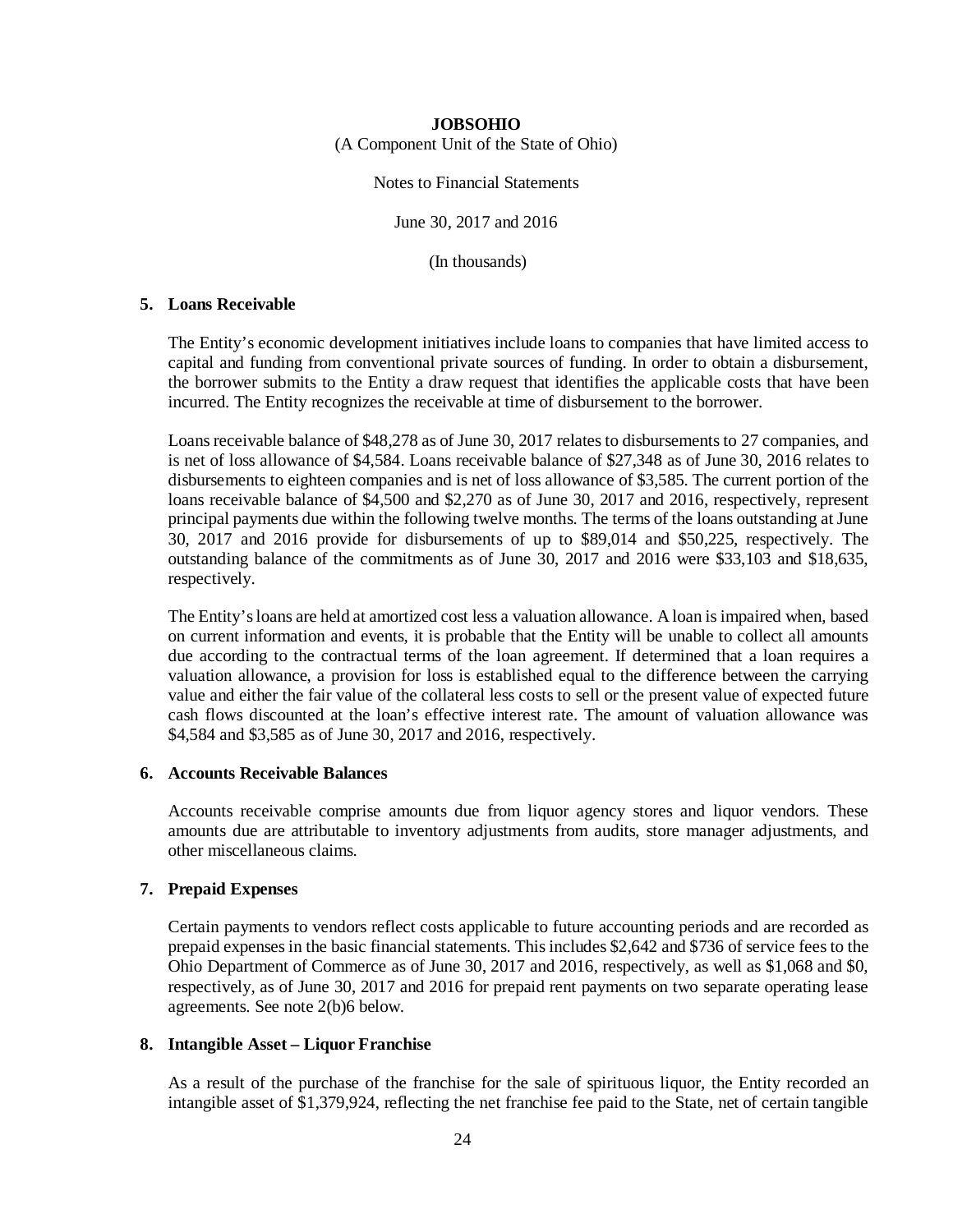**JOBSOHIO**

(A Component Unit of the State of Ohio)

Notes to Financial Statements

June 30, 2017 and 2016

(In thousands)

**5. Loans Receivable**

The Entity's economic development initiatives include loans to companies that have limited access to capital and funding from conventional private sources of funding. In order to obtain a disbursement, the borrower submits to the Entity a draw request that identifies the applicable costs that have been incurred. The Entity recognizes the receivable at time of disbursement to the borrower.

Loans receivable balance of $48,278 as of June 30, 2017 relates to disbursements to 27 companies, and is net of loss allowance of $4,584. Loans receivable balance of $27,348 as of June 30, 2016 relates to disbursements to eighteen companies and is net of loss allowance of $3,585. The current portion of the loans receivable balance of $4,500 and $2,270 as of June 30, 2017 and 2016, respectively, represent principal payments due within the following twelve months. The terms of the loans outstanding at June 30, 2017 and 2016 provide for disbursements of up to $89,014 and $50,225, respectively. The outstanding balance of the commitments as of June 30, 2017 and 2016 were $33,103 and $18,635, respectively.

The Entity's loans are held at amortized cost less a valuation allowance. A loan is impaired when, based on current information and events, it is probable that the Entity will be unable to collect all amounts due according to the contractual terms of the loan agreement. If determined that a loan requires a valuation allowance, a provision for loss is established equal to the difference between the carrying value and either the fair value of the collateral less costs to sell or the present value of expected future cash flows discounted at the loan's effective interest rate. The amount of valuation allowance was $4,584 and $3,585 as of June 30, 2017 and 2016, respectively.

**6. Accounts Receivable Balances**

Accounts receivable comprise amounts due from liquor agency stores and liquor vendors. These amounts due are attributable to inventory adjustments from audits, store manager adjustments, and other miscellaneous claims.

**7. Prepaid Expenses**

Certain payments to vendors reflect costs applicable to future accounting periods and are recorded as prepaid expenses in the basic financial statements. This includes $2,642 and $736 of service fees to the Ohio Department of Commerce as of June 30, 2017 and 2016, respectively, as well as $1,068 and $0, respectively, as of June 30, 2017 and 2016 for prepaid rent payments on two separate operating lease agreements. See note 2(b)6 below.

**8. Intangible Asset – Liquor Franchise**

As a result of the purchase of the franchise for the sale of spirituous liquor, the Entity recorded an intangible asset of $1,379,924, reflecting the net franchise fee paid to the State, net of certain tangible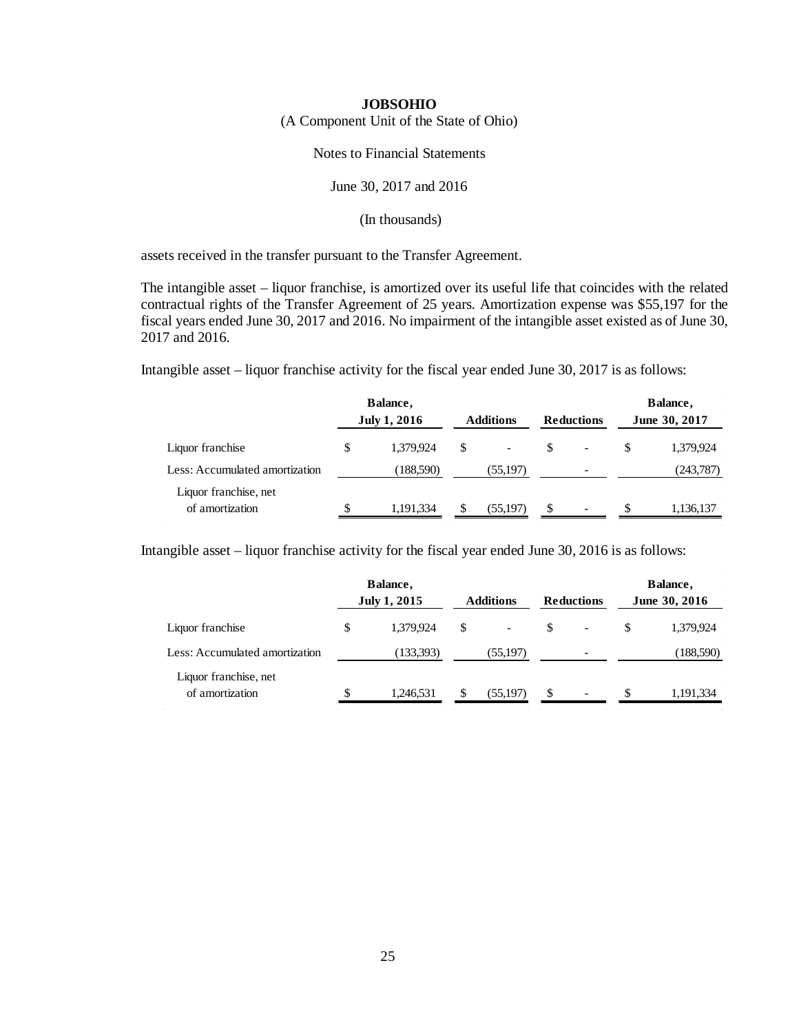assets received in the transfer pursuant to the Transfer Agreement.

The intangible asset – liquor franchise, is amortized over its useful life that coincides with the related contractual rights of the Transfer Agreement of 25 years. Amortization expense was $55,197 for the fiscal years ended June 30, 2017 and 2016. No impairment of the intangible asset existed as of June 30, 2017 and 2016.

Intangible asset – liquor franchise activity for the fiscal year ended June 30, 2017 is as follows:

| | Balance, July 1, 2016 | Additions | Reductions | Balance, June 30, 2017 |
|---|---|---|---|---|
| Liquor franchise | $ 1,379,924 | $ - | $ - | $ 1,379,924 |
| Less: Accumulated amortization | (188,590) | (55,197) | - | (243,787) |
| Liquor franchise, net of amortization | $ 1,191,334 | $ (55,197) | $ - | $ 1,136,137 |

Intangible asset – liquor franchise activity for the fiscal year ended June 30, 2016 is as follows:

| | Balance, July 1, 2015 | Additions | Reductions | Balance, June 30, 2016 |
|---|---|---|---|---|
| Liquor franchise | $ 1,379,924 | $ - | $ - | $ 1,379,924 |
| Less: Accumulated amortization | (133,393) | (55,197) | - | (188,590) |
| Liquor franchise, net of amortization | $ 1,246,531 | $ (55,197) | $ - | $ 1,191,334 |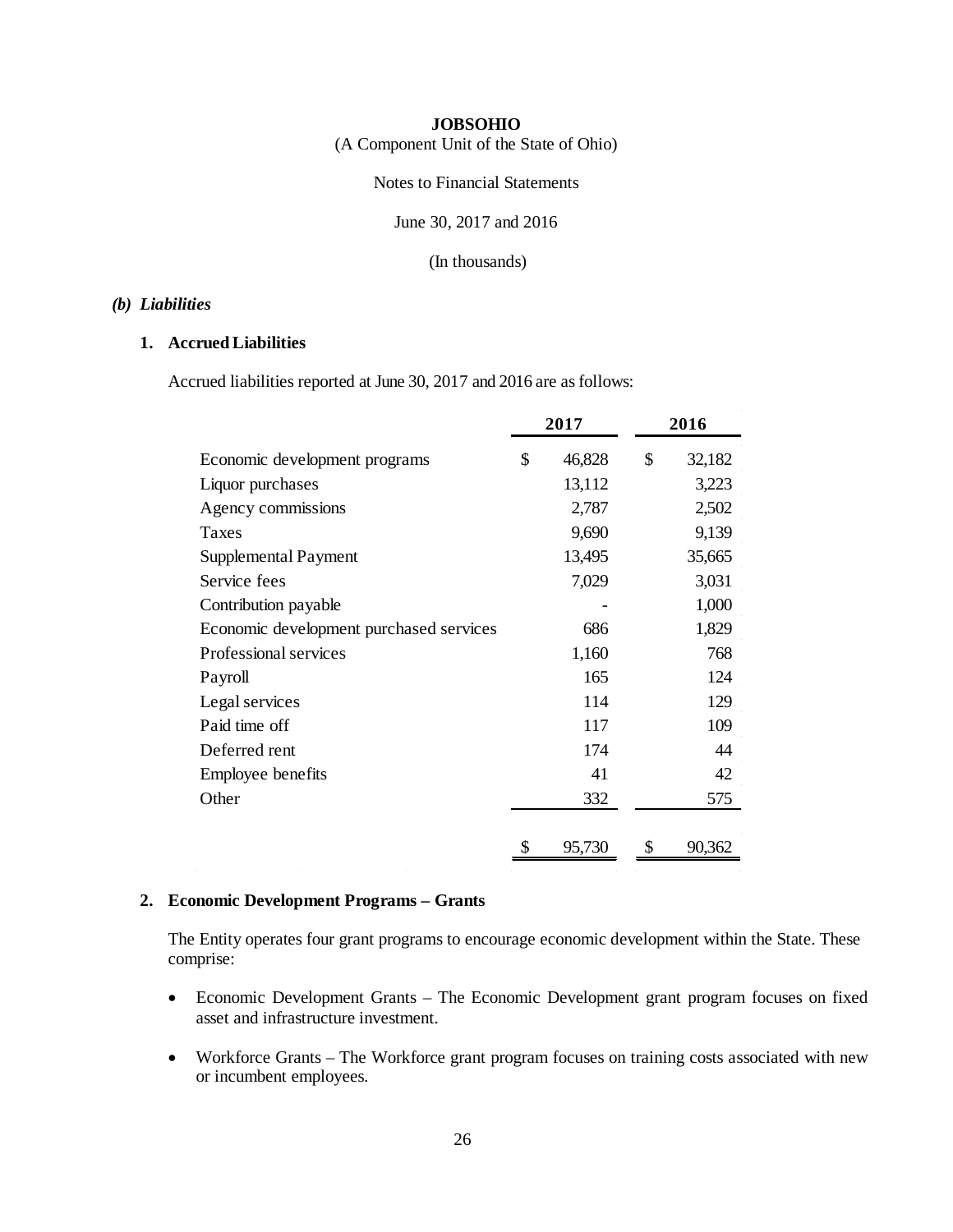**JOBSOHIO**
(A Component Unit of the State of Ohio)

Notes to Financial Statements

June 30, 2017 and 2016

(In thousands)

### *(b) Liabilities*

#### 1. Accrued Liabilities

Accrued liabilities reported at June 30, 2017 and 2016 are as follows:

| | 2017 | 2016 |
|---|---|---|
| Economic development programs | $ 46,828 | $ 32,182 |
| Liquor purchases | 13,112 | 3,223 |
| Agency commissions | 2,787 | 2,502 |
| Taxes | 9,690 | 9,139 |
| Supplemental Payment | 13,495 | 35,665 |
| Service fees | 7,029 | 3,031 |
| Contribution payable | - | 1,000 |
| Economic development purchased services | 686 | 1,829 |
| Professional services | 1,160 | 768 |
| Payroll | 165 | 124 |
| Legal services | 114 | 129 |
| Paid time off | 117 | 109 |
| Deferred rent | 174 | 44 |
| Employee benefits | 41 | 42 |
| Other | 332 | 575 |
| | $ 95,730 | $ 90,362 |

#### 2. Economic Development Programs – Grants

The Entity operates four grant programs to encourage economic development within the State. These comprise:

- Economic Development Grants – The Economic Development grant program focuses on fixed asset and infrastructure investment.
- Workforce Grants – The Workforce grant program focuses on training costs associated with new or incumbent employees.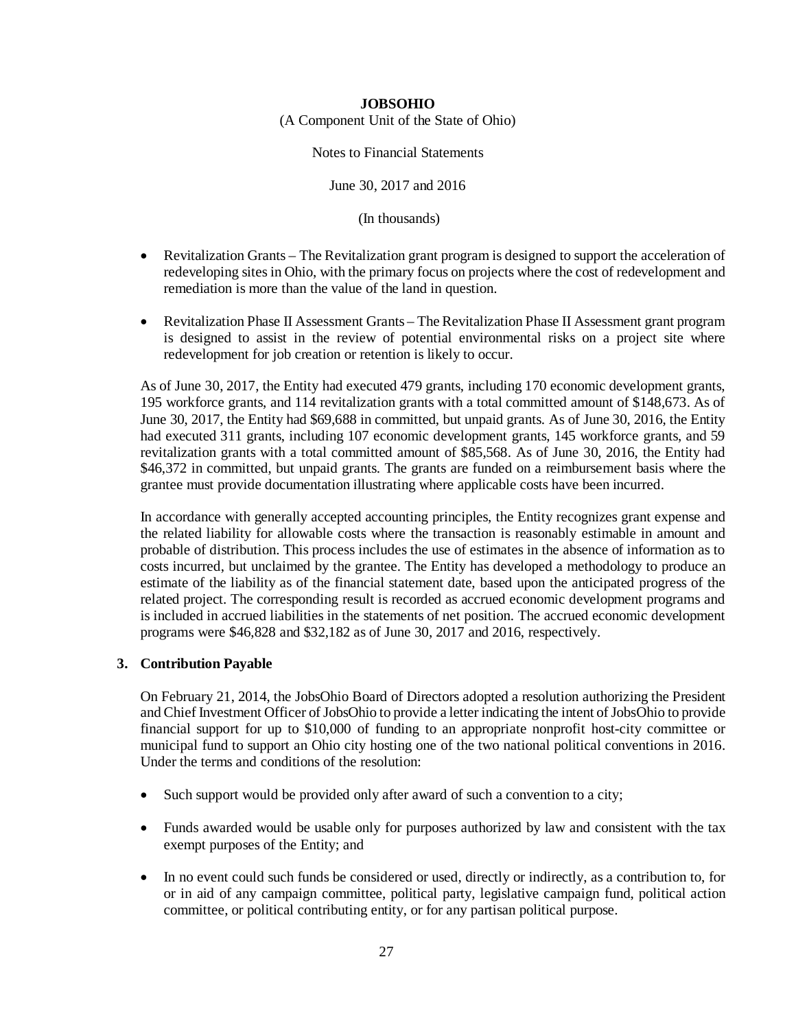- Revitalization Grants – The Revitalization grant program is designed to support the acceleration of redeveloping sites in Ohio, with the primary focus on projects where the cost of redevelopment and remediation is more than the value of the land in question.

- Revitalization Phase II Assessment Grants – The Revitalization Phase II Assessment grant program is designed to assist in the review of potential environmental risks on a project site where redevelopment for job creation or retention is likely to occur.

As of June 30, 2017, the Entity had executed 479 grants, including 170 economic development grants, 195 workforce grants, and 114 revitalization grants with a total committed amount of $148,673. As of June 30, 2017, the Entity had $69,688 in committed, but unpaid grants. As of June 30, 2016, the Entity had executed 311 grants, including 107 economic development grants, 145 workforce grants, and 59 revitalization grants with a total committed amount of $85,568. As of June 30, 2016, the Entity had $46,372 in committed, but unpaid grants. The grants are funded on a reimbursement basis where the grantee must provide documentation illustrating where applicable costs have been incurred.

In accordance with generally accepted accounting principles, the Entity recognizes grant expense and the related liability for allowable costs where the transaction is reasonably estimable in amount and probable of distribution. This process includes the use of estimates in the absence of information as to costs incurred, but unclaimed by the grantee. The Entity has developed a methodology to produce an estimate of the liability as of the financial statement date, based upon the anticipated progress of the related project. The corresponding result is recorded as accrued economic development programs and is included in accrued liabilities in the statements of net position. The accrued economic development programs were $46,828 and $32,182 as of June 30, 2017 and 2016, respectively.

## 3. Contribution Payable

On February 21, 2014, the JobsOhio Board of Directors adopted a resolution authorizing the President and Chief Investment Officer of JobsOhio to provide a letter indicating the intent of JobsOhio to provide financial support for up to $10,000 of funding to an appropriate nonprofit host-city committee or municipal fund to support an Ohio city hosting one of the two national political conventions in 2016. Under the terms and conditions of the resolution:

- Such support would be provided only after award of such a convention to a city;

- Funds awarded would be usable only for purposes authorized by law and consistent with the tax exempt purposes of the Entity; and

- In no event could such funds be considered or used, directly or indirectly, as a contribution to, for or in aid of any campaign committee, political party, legislative campaign fund, political action committee, or political contributing entity, or for any partisan political purpose.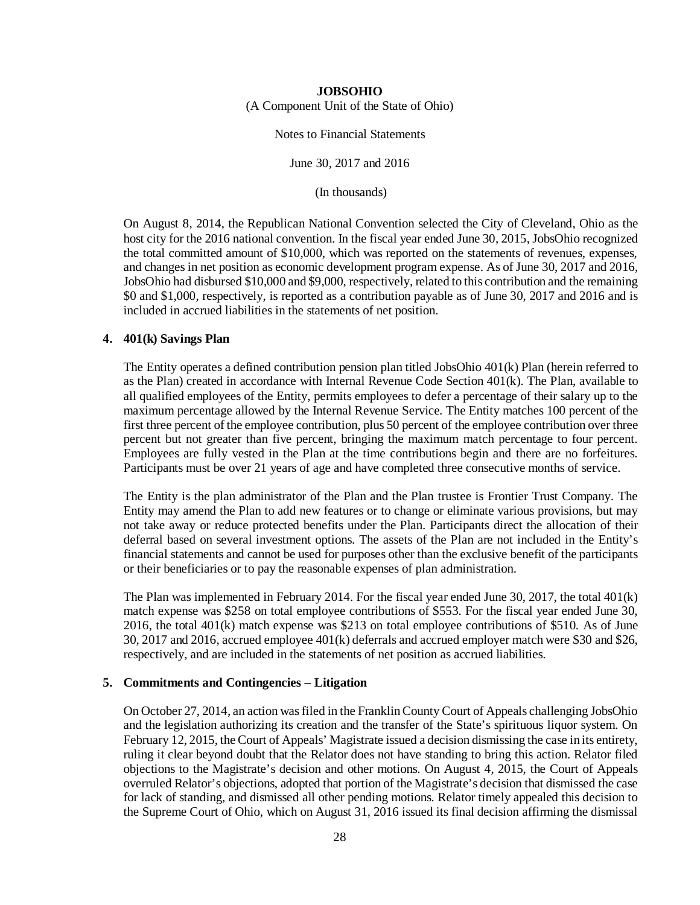On August 8, 2014, the Republican National Convention selected the City of Cleveland, Ohio as the host city for the 2016 national convention. In the fiscal year ended June 30, 2015, JobsOhio recognized the total committed amount of $10,000, which was reported on the statements of revenues, expenses, and changes in net position as economic development program expense. As of June 30, 2017 and 2016, JobsOhio had disbursed $10,000 and $9,000, respectively, related to this contribution and the remaining $0 and $1,000, respectively, is reported as a contribution payable as of June 30, 2017 and 2016 and is included in accrued liabilities in the statements of net position.

## 4. 401(k) Savings Plan

The Entity operates a defined contribution pension plan titled JobsOhio 401(k) Plan (herein referred to as the Plan) created in accordance with Internal Revenue Code Section 401(k). The Plan, available to all qualified employees of the Entity, permits employees to defer a percentage of their salary up to the maximum percentage allowed by the Internal Revenue Service. The Entity matches 100 percent of the first three percent of the employee contribution, plus 50 percent of the employee contribution over three percent but not greater than five percent, bringing the maximum match percentage to four percent. Employees are fully vested in the Plan at the time contributions begin and there are no forfeitures. Participants must be over 21 years of age and have completed three consecutive months of service.

The Entity is the plan administrator of the Plan and the Plan trustee is Frontier Trust Company. The Entity may amend the Plan to add new features or to change or eliminate various provisions, but may not take away or reduce protected benefits under the Plan. Participants direct the allocation of their deferral based on several investment options. The assets of the Plan are not included in the Entity's financial statements and cannot be used for purposes other than the exclusive benefit of the participants or their beneficiaries or to pay the reasonable expenses of plan administration.

The Plan was implemented in February 2014. For the fiscal year ended June 30, 2017, the total 401(k) match expense was $258 on total employee contributions of $553. For the fiscal year ended June 30, 2016, the total 401(k) match expense was $213 on total employee contributions of $510. As of June 30, 2017 and 2016, accrued employee 401(k) deferrals and accrued employer match were $30 and $26, respectively, and are included in the statements of net position as accrued liabilities.

## 5. Commitments and Contingencies – Litigation

On October 27, 2014, an action was filed in the Franklin County Court of Appeals challenging JobsOhio and the legislation authorizing its creation and the transfer of the State's spirituous liquor system. On February 12, 2015, the Court of Appeals' Magistrate issued a decision dismissing the case in its entirety, ruling it clear beyond doubt that the Relator does not have standing to bring this action. Relator filed objections to the Magistrate's decision and other motions. On August 4, 2015, the Court of Appeals overruled Relator's objections, adopted that portion of the Magistrate's decision that dismissed the case for lack of standing, and dismissed all other pending motions. Relator timely appealed this decision to the Supreme Court of Ohio, which on August 31, 2016 issued its final decision affirming the dismissal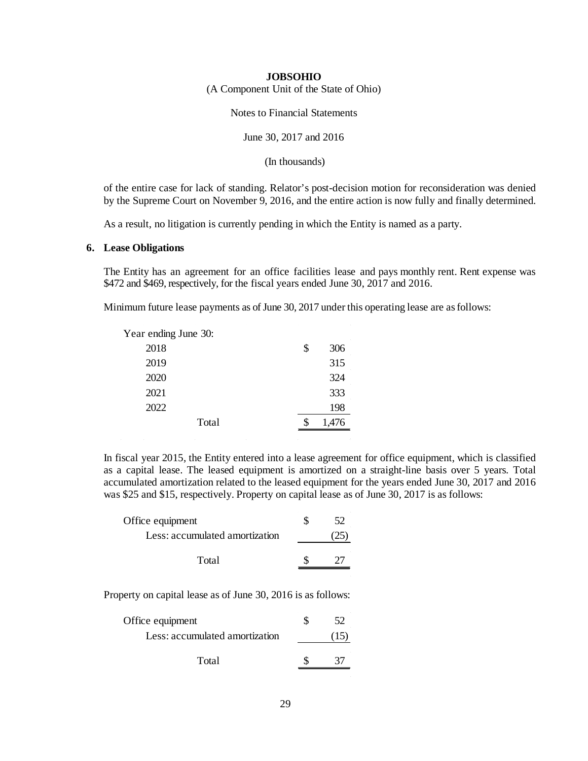**JOBSOHIO**

(A Component Unit of the State of Ohio)

Notes to Financial Statements

June 30, 2017 and 2016

(In thousands)

of the entire case for lack of standing. Relator's post-decision motion for reconsideration was denied by the Supreme Court on November 9, 2016, and the entire action is now fully and finally determined.

As a result, no litigation is currently pending in which the Entity is named as a party.

## 6. Lease Obligations

The Entity has an agreement for an office facilities lease and pays monthly rent. Rent expense was $472 and $469, respectively, for the fiscal years ended June 30, 2017 and 2016.

Minimum future lease payments as of June 30, 2017 under this operating lease are as follows:

| Year ending June 30: | |
|---|---|
| 2018 | $ 306 |
| 2019 | 315 |
| 2020 | 324 |
| 2021 | 333 |
| 2022 | 198 |
| Total | $ 1,476 |

In fiscal year 2015, the Entity entered into a lease agreement for office equipment, which is classified as a capital lease. The leased equipment is amortized on a straight-line basis over 5 years. Total accumulated amortization related to the leased equipment for the years ended June 30, 2017 and 2016 was $25 and $15, respectively. Property on capital lease as of June 30, 2017 is as follows:

| | |
|---|---|
| Office equipment | $ 52 |
| Less: accumulated amortization | (25) |
| Total | $ 27 |

Property on capital lease as of June 30, 2016 is as follows:

| | |
|---|---|
| Office equipment | $ 52 |
| Less: accumulated amortization | (15) |
| Total | $ 37 |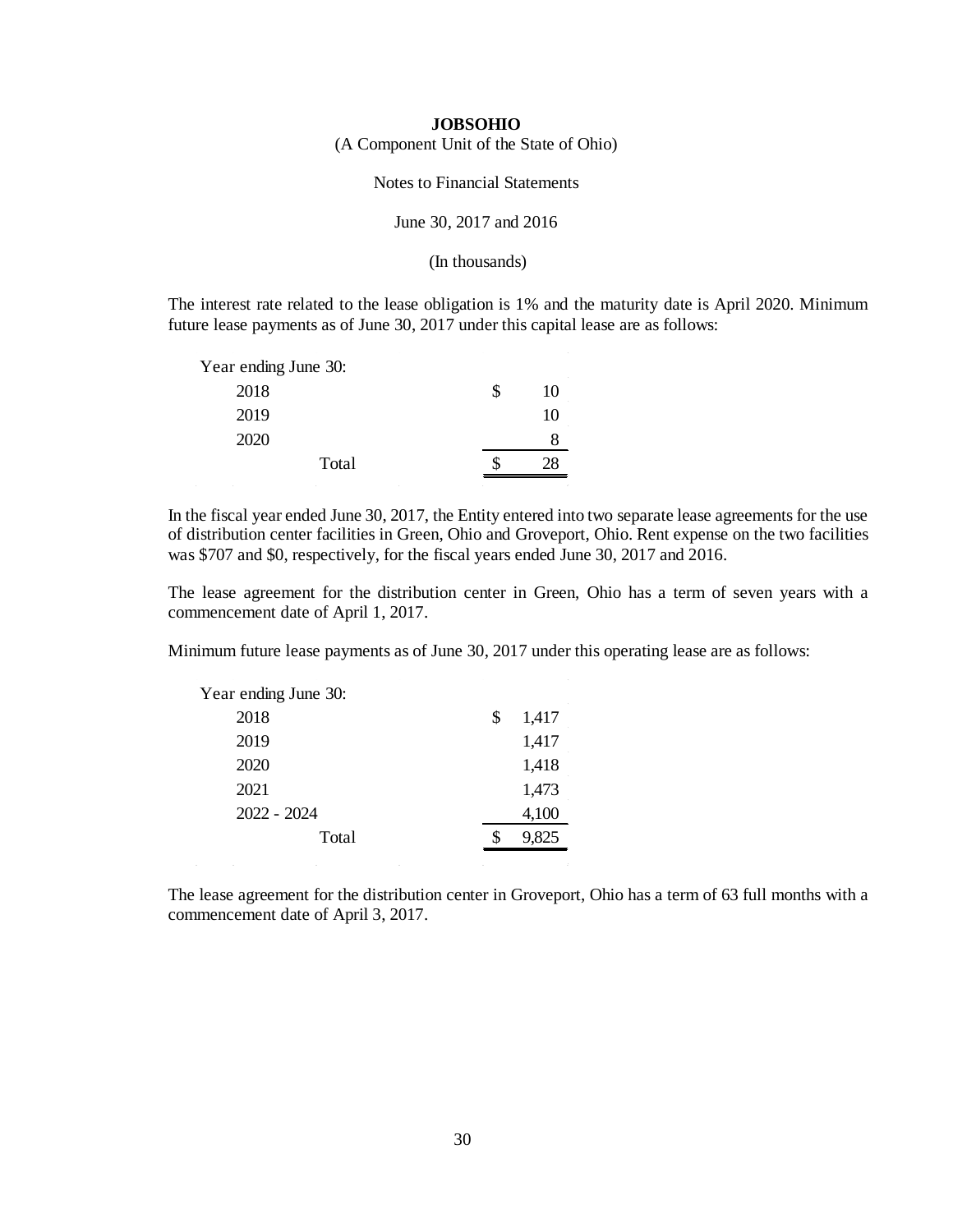**JOBSOHIO**
(A Component Unit of the State of Ohio)

Notes to Financial Statements

June 30, 2017 and 2016

(In thousands)

The interest rate related to the lease obligation is 1% and the maturity date is April 2020. Minimum future lease payments as of June 30, 2017 under this capital lease are as follows:

| Year ending June 30: | |
|---|---|
| 2018 | $ 10 |
| 2019 | 10 |
| 2020 | 8 |
| Total | $ 28 |

In the fiscal year ended June 30, 2017, the Entity entered into two separate lease agreements for the use of distribution center facilities in Green, Ohio and Groveport, Ohio. Rent expense on the two facilities was $707 and $0, respectively, for the fiscal years ended June 30, 2017 and 2016.

The lease agreement for the distribution center in Green, Ohio has a term of seven years with a commencement date of April 1, 2017.

Minimum future lease payments as of June 30, 2017 under this operating lease are as follows:

| Year ending June 30: | |
|---|---|
| 2018 | $ 1,417 |
| 2019 | 1,417 |
| 2020 | 1,418 |
| 2021 | 1,473 |
| 2022 - 2024 | 4,100 |
| Total | $ 9,825 |

The lease agreement for the distribution center in Groveport, Ohio has a term of 63 full months with a commencement date of April 3, 2017.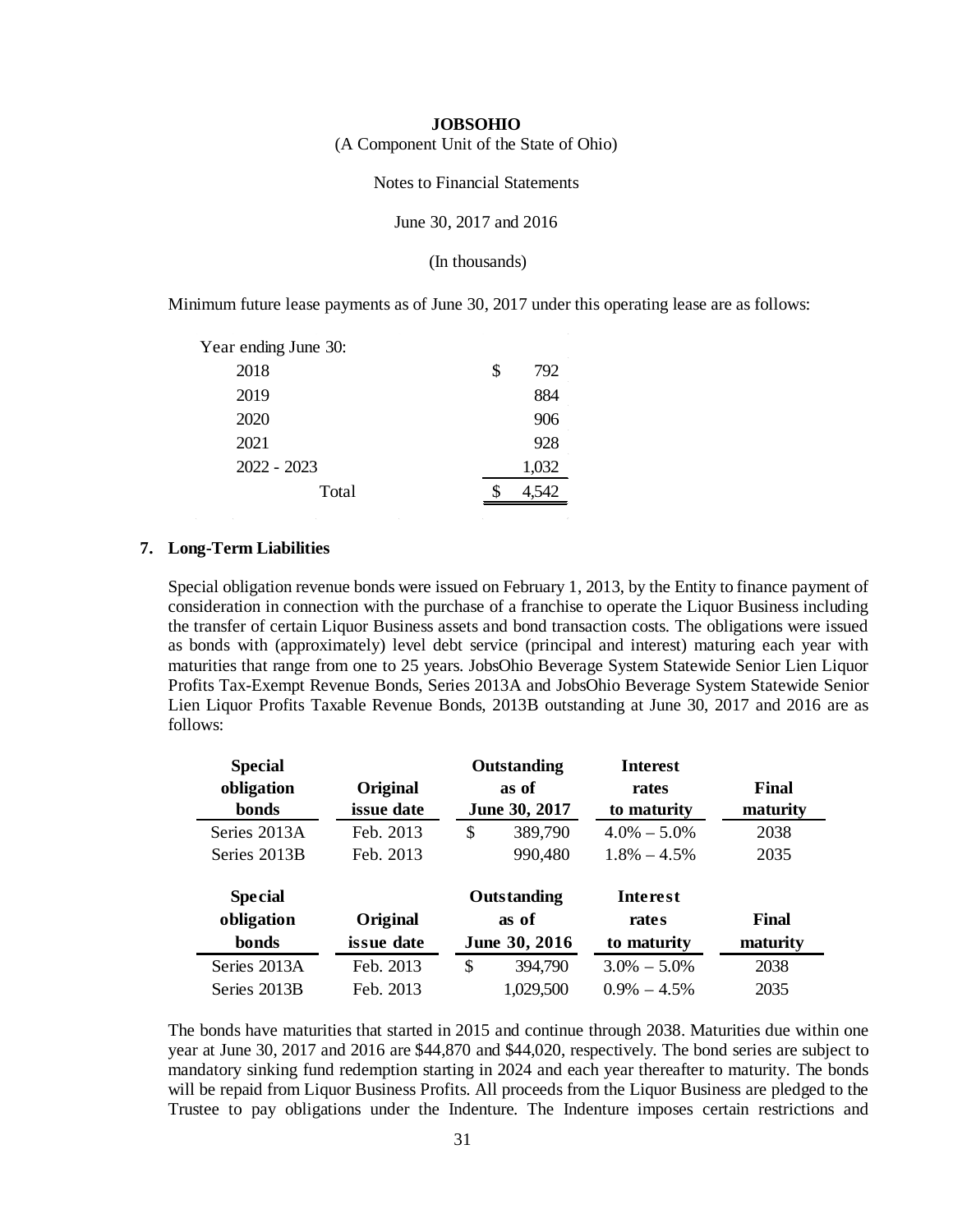Minimum future lease payments as of June 30, 2017 under this operating lease are as follows:

| Year ending June 30: | | |
|---|---|---|
| 2018 | $ | 792 |
| 2019 | | 884 |
| 2020 | | 906 |
| 2021 | | 928 |
| 2022 - 2023 | | 1,032 |
| Total | $ | 4,542 |

## 7. Long-Term Liabilities

Special obligation revenue bonds were issued on February 1, 2013, by the Entity to finance payment of consideration in connection with the purchase of a franchise to operate the Liquor Business including the transfer of certain Liquor Business assets and bond transaction costs. The obligations were issued as bonds with (approximately) level debt service (principal and interest) maturing each year with maturities that range from one to 25 years. JobsOhio Beverage System Statewide Senior Lien Liquor Profits Tax-Exempt Revenue Bonds, Series 2013A and JobsOhio Beverage System Statewide Senior Lien Liquor Profits Taxable Revenue Bonds, 2013B outstanding at June 30, 2017 and 2016 are as follows:

| Special obligation bonds | Original issue date | | Outstanding as of June 30, 2017 | Interest rates to maturity | Final maturity |
|---|---|---|---|---|---|
| Series 2013A | Feb. 2013 | $ | 389,790 | 4.0% – 5.0% | 2038 |
| Series 2013B | Feb. 2013 | | 990,480 | 1.8% – 4.5% | 2035 |

| Special obligation bonds | Original issue date | | Outstanding as of June 30, 2016 | Interest rates to maturity | Final maturity |
|---|---|---|---|---|---|
| Series 2013A | Feb. 2013 | $ | 394,790 | 3.0% – 5.0% | 2038 |
| Series 2013B | Feb. 2013 | | 1,029,500 | 0.9% – 4.5% | 2035 |

The bonds have maturities that started in 2015 and continue through 2038. Maturities due within one year at June 30, 2017 and 2016 are $44,870 and $44,020, respectively. The bond series are subject to mandatory sinking fund redemption starting in 2024 and each year thereafter to maturity. The bonds will be repaid from Liquor Business Profits. All proceeds from the Liquor Business are pledged to the Trustee to pay obligations under the Indenture. The Indenture imposes certain restrictions and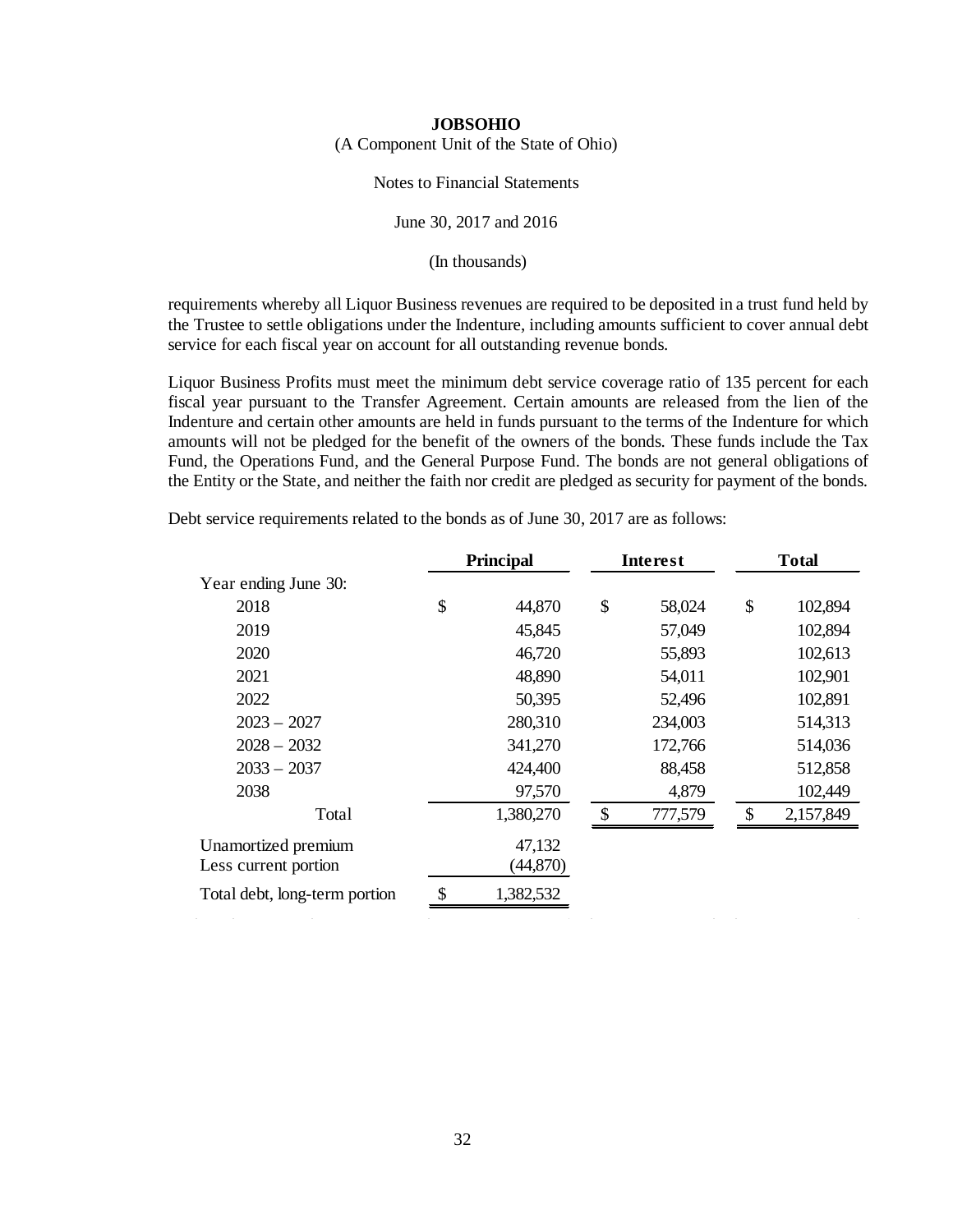**JOBSOHIO**

(A Component Unit of the State of Ohio)

Notes to Financial Statements

June 30, 2017 and 2016

(In thousands)

requirements whereby all Liquor Business revenues are required to be deposited in a trust fund held by the Trustee to settle obligations under the Indenture, including amounts sufficient to cover annual debt service for each fiscal year on account for all outstanding revenue bonds.

Liquor Business Profits must meet the minimum debt service coverage ratio of 135 percent for each fiscal year pursuant to the Transfer Agreement. Certain amounts are released from the lien of the Indenture and certain other amounts are held in funds pursuant to the terms of the Indenture for which amounts will not be pledged for the benefit of the owners of the bonds. These funds include the Tax Fund, the Operations Fund, and the General Purpose Fund. The bonds are not general obligations of the Entity or the State, and neither the faith nor credit are pledged as security for payment of the bonds.

Debt service requirements related to the bonds as of June 30, 2017 are as follows:

| | Principal | Interest | Total |
|---|---|---|---|
| Year ending June 30: | | | |
| 2018 | $ 44,870 | $ 58,024 | $ 102,894 |
| 2019 | 45,845 | 57,049 | 102,894 |
| 2020 | 46,720 | 55,893 | 102,613 |
| 2021 | 48,890 | 54,011 | 102,901 |
| 2022 | 50,395 | 52,496 | 102,891 |
| 2023 – 2027 | 280,310 | 234,003 | 514,313 |
| 2028 – 2032 | 341,270 | 172,766 | 514,036 |
| 2033 – 2037 | 424,400 | 88,458 | 512,858 |
| 2038 | 97,570 | 4,879 | 102,449 |
| Total | 1,380,270 | $ 777,579 | $ 2,157,849 |
| Unamortized premium | 47,132 | | |
| Less current portion | (44,870) | | |
| Total debt, long-term portion | $ 1,382,532 | | |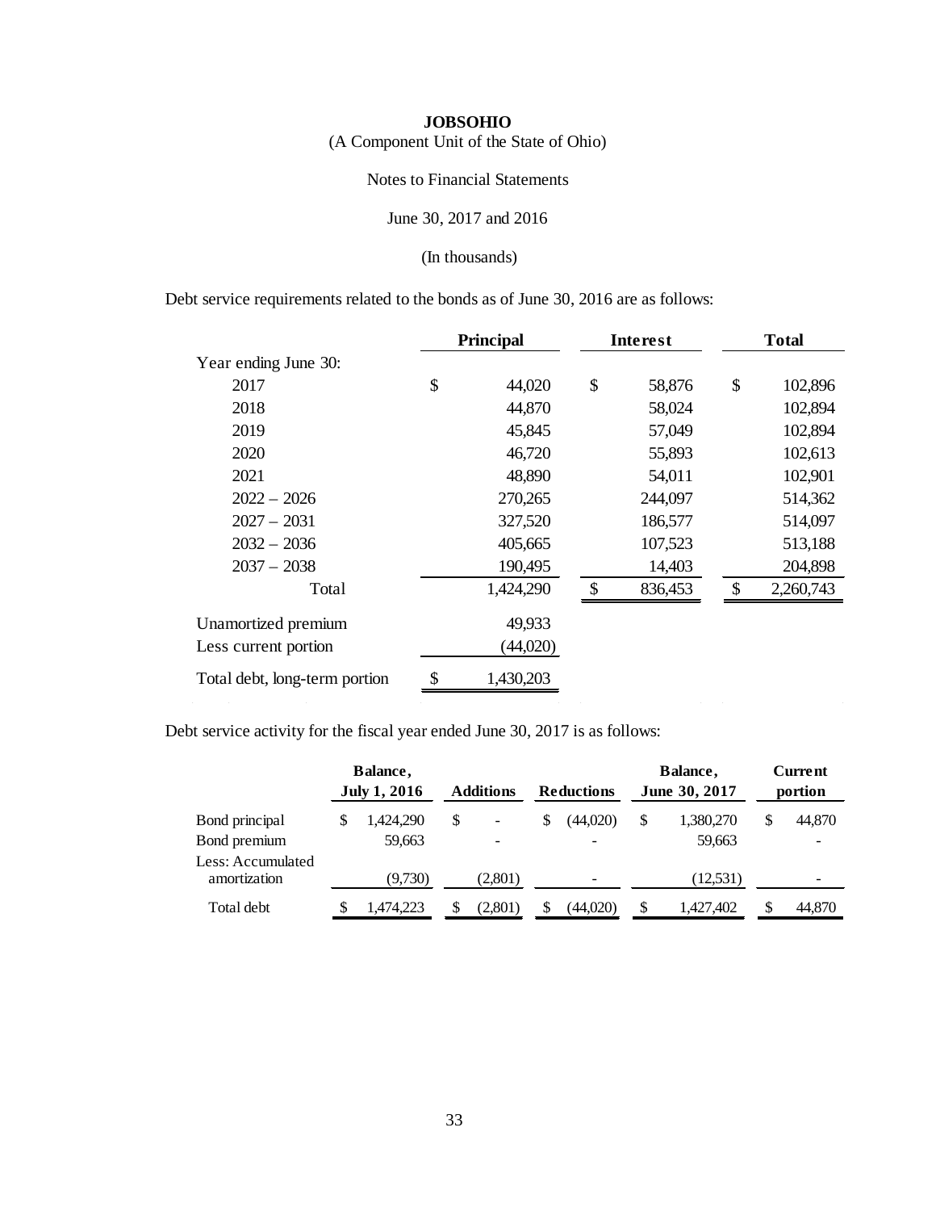**JOBSOHIO**

(A Component Unit of the State of Ohio)

Notes to Financial Statements

June 30, 2017 and 2016

(In thousands)

Debt service requirements related to the bonds as of June 30, 2016 are as follows:

| | Principal | Interest | Total |
|---|---|---|---|
| Year ending June 30: | | | |
| 2017 | $ 44,020 | $ 58,876 | $ 102,896 |
| 2018 | 44,870 | 58,024 | 102,894 |
| 2019 | 45,845 | 57,049 | 102,894 |
| 2020 | 46,720 | 55,893 | 102,613 |
| 2021 | 48,890 | 54,011 | 102,901 |
| 2022 – 2026 | 270,265 | 244,097 | 514,362 |
| 2027 – 2031 | 327,520 | 186,577 | 514,097 |
| 2032 – 2036 | 405,665 | 107,523 | 513,188 |
| 2037 – 2038 | 190,495 | 14,403 | 204,898 |
| Total | 1,424,290 | $ 836,453 | $ 2,260,743 |
| Unamortized premium | 49,933 | | |
| Less current portion | (44,020) | | |
| Total debt, long-term portion | $ 1,430,203 | | |

Debt service activity for the fiscal year ended June 30, 2017 is as follows:

| | Balance, July 1, 2016 | Additions | Reductions | Balance, June 30, 2017 | Current portion |
|---|---|---|---|---|---|
| Bond principal | $ 1,424,290 | $ - | $ (44,020) | $ 1,380,270 | $ 44,870 |
| Bond premium | 59,663 | - | - | 59,663 | - |
| Less: Accumulated amortization | (9,730) | (2,801) | - | (12,531) | - |
| Total debt | $ 1,474,223 | $ (2,801) | $ (44,020) | $ 1,427,402 | $ 44,870 |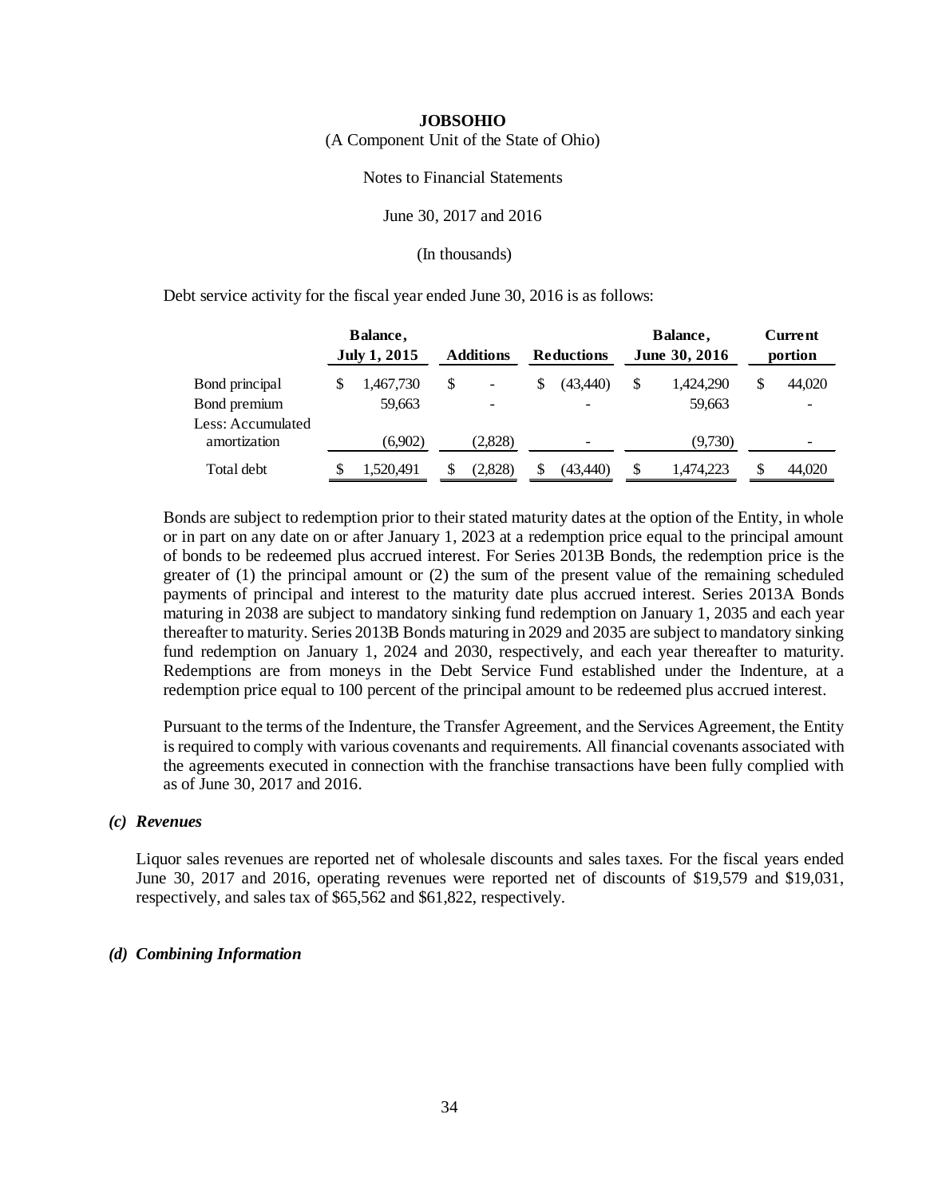**JOBSOHIO**

(A Component Unit of the State of Ohio)

Notes to Financial Statements

June 30, 2017 and 2016

(In thousands)

Debt service activity for the fiscal year ended June 30, 2016 is as follows:

| | Balance, July 1, 2015 | Additions | Reductions | Balance, June 30, 2016 | Current portion |
|---|---|---|---|---|---|
| Bond principal | $ 1,467,730 | $ - | $ (43,440) | $ 1,424,290 | $ 44,020 |
| Bond premium | 59,663 | - | - | 59,663 | - |
| Less: Accumulated amortization | (6,902) | (2,828) | - | (9,730) | - |
| Total debt | $ 1,520,491 | $ (2,828) | $ (43,440) | $ 1,474,223 | $ 44,020 |

Bonds are subject to redemption prior to their stated maturity dates at the option of the Entity, in whole or in part on any date on or after January 1, 2023 at a redemption price equal to the principal amount of bonds to be redeemed plus accrued interest. For Series 2013B Bonds, the redemption price is the greater of (1) the principal amount or (2) the sum of the present value of the remaining scheduled payments of principal and interest to the maturity date plus accrued interest. Series 2013A Bonds maturing in 2038 are subject to mandatory sinking fund redemption on January 1, 2035 and each year thereafter to maturity. Series 2013B Bonds maturing in 2029 and 2035 are subject to mandatory sinking fund redemption on January 1, 2024 and 2030, respectively, and each year thereafter to maturity. Redemptions are from moneys in the Debt Service Fund established under the Indenture, at a redemption price equal to 100 percent of the principal amount to be redeemed plus accrued interest.

Pursuant to the terms of the Indenture, the Transfer Agreement, and the Services Agreement, the Entity is required to comply with various covenants and requirements. All financial covenants associated with the agreements executed in connection with the franchise transactions have been fully complied with as of June 30, 2017 and 2016.

### *(c) Revenues*

Liquor sales revenues are reported net of wholesale discounts and sales taxes. For the fiscal years ended June 30, 2017 and 2016, operating revenues were reported net of discounts of $19,579 and $19,031, respectively, and sales tax of $65,562 and $61,822, respectively.

### *(d) Combining Information*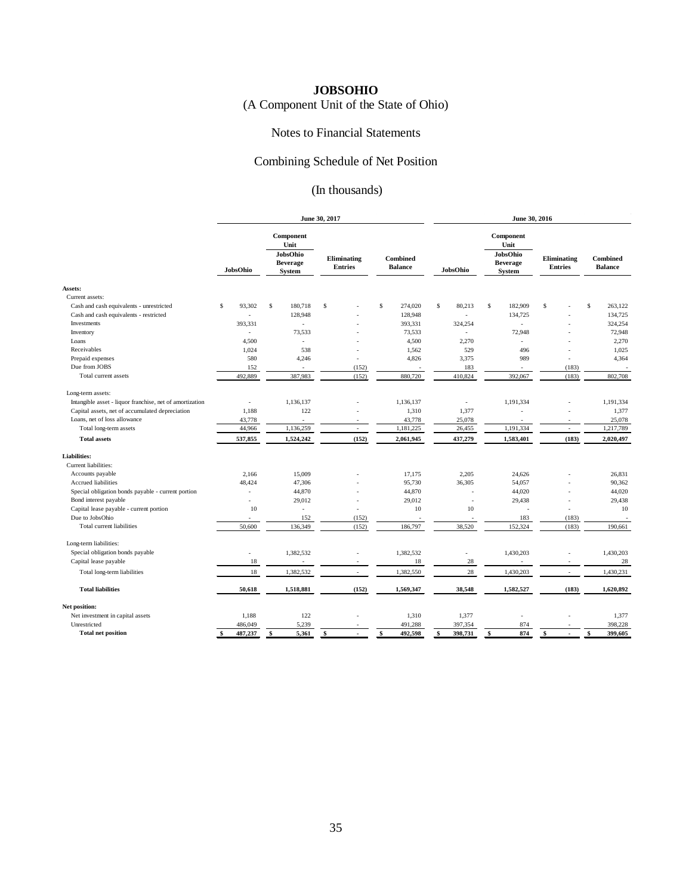# JOBSOHIO

(A Component Unit of the State of Ohio)

## Notes to Financial Statements

## Combining Schedule of Net Position

(In thousands)

| | June 30, 2017 | | | | June 30, 2016 | | | |
|---|---|---|---|---|---|---|---|---|
| | JobsOhio | Component Unit JobsOhio Beverage System | Eliminating Entries | Combined Balance | JobsOhio | Component Unit JobsOhio Beverage System | Eliminating Entries | Combined Balance |
| **Assets:** | | | | | | | | |
| Current assets: | | | | | | | | |
| Cash and cash equivalents - unrestricted | $ 93,302 | $ 180,718 | $ - | $ 274,020 | $ 80,213 | $ 182,909 | $ - | $ 263,122 |
| Cash and cash equivalents - restricted | - | 128,948 | - | 128,948 | - | 134,725 | - | 134,725 |
| Investments | 393,331 | - | - | 393,331 | 324,254 | - | - | 324,254 |
| Inventory | - | 73,533 | - | 73,533 | - | 72,948 | - | 72,948 |
| Loans | 4,500 | - | - | 4,500 | 2,270 | - | - | 2,270 |
| Receivables | 1,024 | 538 | - | 1,562 | 529 | 496 | - | 1,025 |
| Prepaid expenses | 580 | 4,246 | - | 4,826 | 3,375 | 989 | - | 4,364 |
| Due from JOBS | 152 | - | (152) | - | 183 | - | (183) | - |
| Total current assets | 492,889 | 387,983 | (152) | 880,720 | 410,824 | 392,067 | (183) | 802,708 |
| Long-term assets: | | | | | | | | |
| Intangible asset - liquor franchise, net of amortization | - | 1,136,137 | - | 1,136,137 | - | 1,191,334 | - | 1,191,334 |
| Capital assets, net of accumulated depreciation | 1,188 | 122 | - | 1,310 | 1,377 | - | - | 1,377 |
| Loans, net of loss allowance | 43,778 | - | - | 43,778 | 25,078 | - | - | 25,078 |
| Total long-term assets | 44,966 | 1,136,259 | - | 1,181,225 | 26,455 | 1,191,334 | - | 1,217,789 |
| **Total assets** | **537,855** | **1,524,242** | **(152)** | **2,061,945** | **437,279** | **1,583,401** | **(183)** | **2,020,497** |
| **Liabilities:** | | | | | | | | |
| Current liabilities: | | | | | | | | |
| Accounts payable | 2,166 | 15,009 | - | 17,175 | 2,205 | 24,626 | - | 26,831 |
| Accrued liabilities | 48,424 | 47,306 | - | 95,730 | 36,305 | 54,057 | - | 90,362 |
| Special obligation bonds payable - current portion | - | 44,870 | - | 44,870 | - | 44,020 | - | 44,020 |
| Bond interest payable | - | 29,012 | - | 29,012 | - | 29,438 | - | 29,438 |
| Capital lease payable - current portion | 10 | - | - | 10 | 10 | - | - | 10 |
| Due to JobsOhio | - | 152 | (152) | - | - | 183 | (183) | - |
| Total current liabilities | 50,600 | 136,349 | (152) | 186,797 | 38,520 | 152,324 | (183) | 190,661 |
| Long-term liabilities: | | | | | | | | |
| Special obligation bonds payable | - | 1,382,532 | - | 1,382,532 | - | 1,430,203 | - | 1,430,203 |
| Capital lease payable | 18 | - | - | 18 | 28 | - | - | 28 |
| Total long-term liabilities | 18 | 1,382,532 | - | 1,382,550 | 28 | 1,430,203 | - | 1,430,231 |
| **Total liabilities** | **50,618** | **1,518,881** | **(152)** | **1,569,347** | **38,548** | **1,582,527** | **(183)** | **1,620,892** |
| **Net position:** | | | | | | | | |
| Net investment in capital assets | 1,188 | 122 | - | 1,310 | 1,377 | - | - | 1,377 |
| Unrestricted | 486,049 | 5,239 | - | 491,288 | 397,354 | 874 | - | 398,228 |
| **Total net position** | **$ 487,237** | **$ 5,361** | **$ -** | **$ 492,598** | **$ 398,731** | **$ 874** | **$ -** | **$ 399,605** |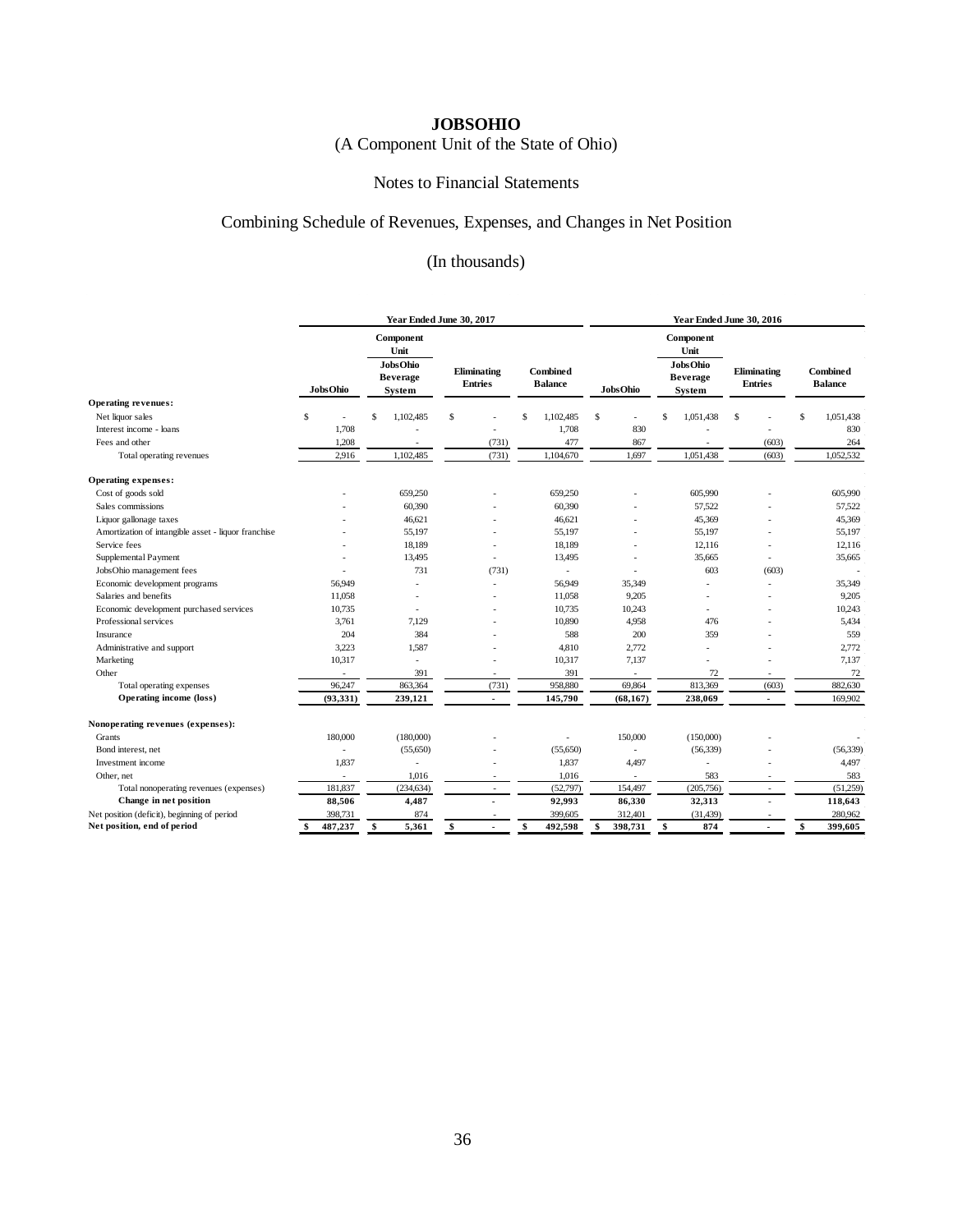# JOBSOHIO

(A Component Unit of the State of Ohio)

## Notes to Financial Statements

## Combining Schedule of Revenues, Expenses, and Changes in Net Position

(In thousands)

| | Year Ended June 30, 2017 | | | | Year Ended June 30, 2016 | | | |
|---|---|---|---|---|---|---|---|---|
| | JobsOhio | Component Unit JobsOhio Beverage System | Eliminating Entries | Combined Balance | JobsOhio | Component Unit JobsOhio Beverage System | Eliminating Entries | Combined Balance |
| **Operating revenues:** | | | | | | | | |
| Net liquor sales | $ - | $ 1,102,485 | $ - | $ 1,102,485 | $ - | $ 1,051,438 | $ - | $ 1,051,438 |
| Interest income - loans | 1,708 | - | - | 1,708 | 830 | - | - | 830 |
| Fees and other | 1,208 | - | (731) | 477 | 867 | - | (603) | 264 |
| Total operating revenues | 2,916 | 1,102,485 | (731) | 1,104,670 | 1,697 | 1,051,438 | (603) | 1,052,532 |
| **Operating expenses:** | | | | | | | | |
| Cost of goods sold | - | 659,250 | - | 659,250 | - | 605,990 | - | 605,990 |
| Sales commissions | - | 60,390 | - | 60,390 | - | 57,522 | - | 57,522 |
| Liquor gallonage taxes | - | 46,621 | - | 46,621 | - | 45,369 | - | 45,369 |
| Amortization of intangible asset - liquor franchise | - | 55,197 | - | 55,197 | - | 55,197 | - | 55,197 |
| Service fees | - | 18,189 | - | 18,189 | - | 12,116 | - | 12,116 |
| Supplemental Payment | - | 13,495 | - | 13,495 | - | 35,665 | - | 35,665 |
| JobsOhio management fees | - | 731 | (731) | - | - | 603 | (603) | - |
| Economic development programs | 56,949 | - | - | 56,949 | 35,349 | - | - | 35,349 |
| Salaries and benefits | 11,058 | - | - | 11,058 | 9,205 | - | - | 9,205 |
| Economic development purchased services | 10,735 | - | - | 10,735 | 10,243 | - | - | 10,243 |
| Professional services | 3,761 | 7,129 | - | 10,890 | 4,958 | 476 | - | 5,434 |
| Insurance | 204 | 384 | - | 588 | 200 | 359 | - | 559 |
| Administrative and support | 3,223 | 1,587 | - | 4,810 | 2,772 | - | - | 2,772 |
| Marketing | 10,317 | - | - | 10,317 | 7,137 | - | - | 7,137 |
| Other | - | 391 | - | 391 | - | 72 | - | 72 |
| Total operating expenses | 96,247 | 863,364 | (731) | 958,880 | 69,864 | 813,369 | (603) | 882,630 |
| **Operating income (loss)** | **(93,331)** | **239,121** | **-** | **145,790** | **(68,167)** | **238,069** | **-** | 169,902 |
| **Nonoperating revenues (expenses):** | | | | | | | | |
| Grants | 180,000 | (180,000) | - | - | 150,000 | (150,000) | - | - |
| Bond interest, net | - | (55,650) | - | (55,650) | - | (56,339) | - | (56,339) |
| Investment income | 1,837 | - | - | 1,837 | 4,497 | - | - | 4,497 |
| Other, net | - | 1,016 | - | 1,016 | - | 583 | - | 583 |
| Total nonoperating revenues (expenses) | 181,837 | (234,634) | - | (52,797) | 154,497 | (205,756) | - | (51,259) |
| **Change in net position** | **88,506** | **4,487** | **-** | **92,993** | **86,330** | **32,313** | **-** | **118,643** |
| Net position (deficit), beginning of period | 398,731 | 874 | - | 399,605 | 312,401 | (31,439) | - | 280,962 |
| **Net position, end of period** | **$ 487,237** | **$ 5,361** | **$ -** | **$ 492,598** | **$ 398,731** | **$ 874** | **-** | **$ 399,605** |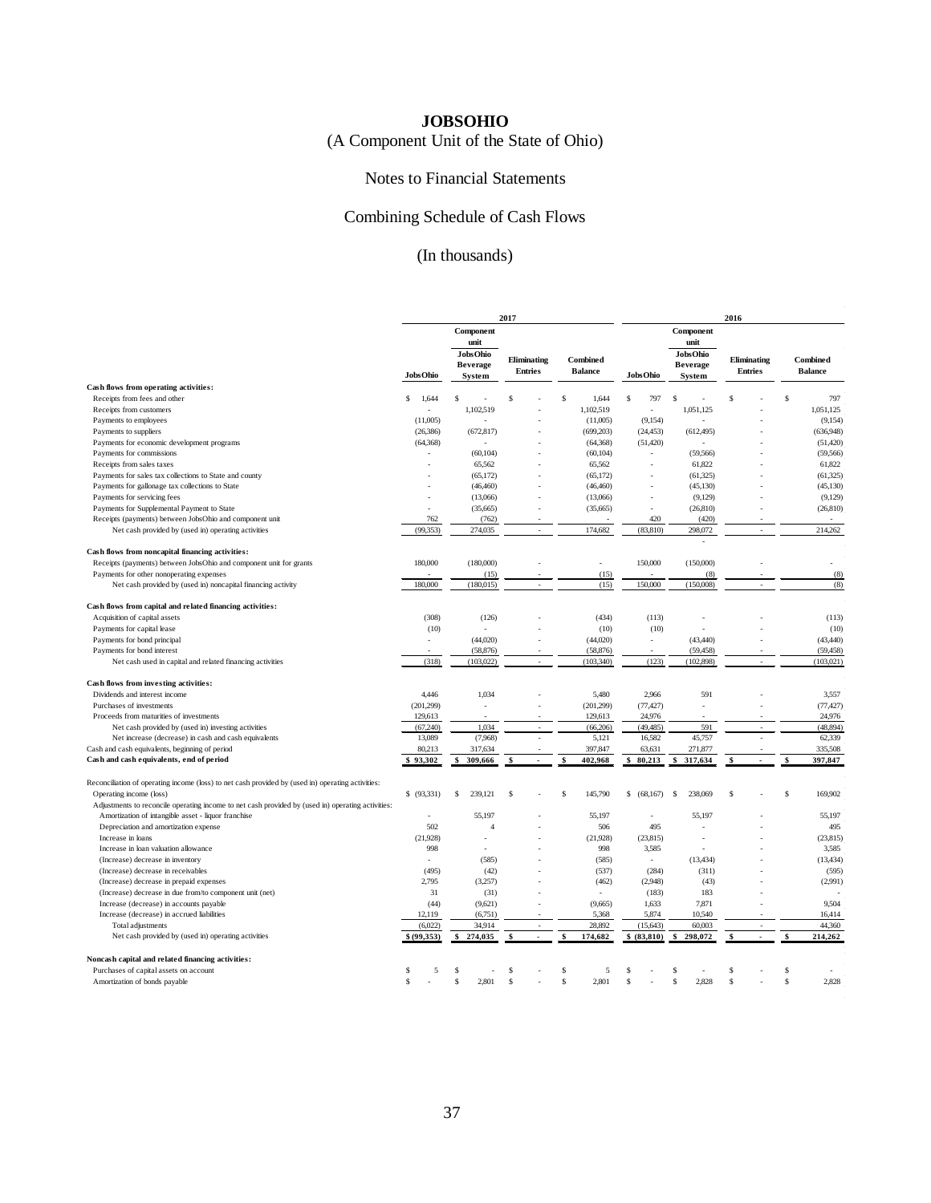**JOBSOHIO**

(A Component Unit of the State of Ohio)

Notes to Financial Statements

Combining Schedule of Cash Flows

(In thousands)

| | 2017 | | | | 2016 | | | |
|---|---|---|---|---|---|---|---|---|
| | JobsOhio | Component unit JobsOhio Beverage System | Eliminating Entries | Combined Balance | JobsOhio | Component unit JobsOhio Beverage System | Eliminating Entries | Combined Balance |
| **Cash flows from operating activities:** | | | | | | | | |
| Receipts from fees and other | $ 1,644 | $ - | $ - | $ 1,644 | $ 797 | $ - | $ - | $ 797 |
| Receipts from customers | - | 1,102,519 | - | 1,102,519 | - | 1,051,125 | - | 1,051,125 |
| Payments to employees | (11,005) | - | - | (11,005) | (9,154) | - | - | (9,154) |
| Payments to suppliers | (26,386) | (672,817) | - | (699,203) | (24,453) | (612,495) | - | (636,948) |
| Payments for economic development programs | (64,368) | - | - | (64,368) | (51,420) | - | - | (51,420) |
| Payments for commissions | - | (60,104) | - | (60,104) | - | (59,566) | - | (59,566) |
| Receipts from sales taxes | - | 65,562 | - | 65,562 | - | 61,822 | - | 61,822 |
| Payments for sales tax collections to State and county | - | (65,172) | - | (65,172) | - | (61,325) | - | (61,325) |
| Payments for gallonage tax collections to State | - | (46,460) | - | (46,460) | - | (45,130) | - | (45,130) |
| Payments for servicing fees | - | (13,066) | - | (13,066) | - | (9,129) | - | (9,129) |
| Payments for Supplemental Payment to State | - | (35,665) | - | (35,665) | - | (26,810) | - | (26,810) |
| Receipts (payments) between JobsOhio and component unit | 762 | (762) | - | - | 420 | (420) | - | - |
| Net cash provided by (used in) operating activities | (99,353) | 274,035 | - | 174,682 | (83,810) | 298,072 | - | 214,262 |
| **Cash flows from noncapital financing activities:** | | | | | | | | |
| Receipts (payments) between JobsOhio and component unit for grants | 180,000 | (180,000) | - | - | 150,000 | (150,000) | - | - |
| Payments for other nonoperating expenses | - | (15) | - | (15) | - | (8) | - | (8) |
| Net cash provided by (used in) noncapital financing activity | 180,000 | (180,015) | - | (15) | 150,000 | (150,008) | - | (8) |
| **Cash flows from capital and related financing activities:** | | | | | | | | |
| Acquisition of capital assets | (308) | (126) | - | (434) | (113) | - | - | (113) |
| Payments for capital lease | (10) | - | - | (10) | (10) | - | - | (10) |
| Payments for bond principal | - | (44,020) | - | (44,020) | - | (43,440) | - | (43,440) |
| Payments for bond interest | - | (58,876) | - | (58,876) | - | (59,458) | - | (59,458) |
| Net cash used in capital and related financing activities | (318) | (103,022) | - | (103,340) | (123) | (102,898) | - | (103,021) |
| **Cash flows from investing activities:** | | | | | | | | |
| Dividends and interest income | 4,446 | 1,034 | - | 5,480 | 2,966 | 591 | - | 3,557 |
| Purchases of investments | (201,299) | - | - | (201,299) | (77,427) | - | - | (77,427) |
| Proceeds from maturities of investments | 129,613 | - | - | 129,613 | 24,976 | - | - | 24,976 |
| Net cash provided by (used in) investing activities | (67,240) | 1,034 | - | (66,206) | (49,485) | 591 | - | (48,894) |
| Net increase (decrease) in cash and cash equivalents | 13,089 | (7,968) | - | 5,121 | 16,582 | 45,757 | - | 62,339 |
| Cash and cash equivalents, beginning of period | 80,213 | 317,634 | - | 397,847 | 63,631 | 271,877 | - | 335,508 |
| **Cash and cash equivalents, end of period** | **$ 93,302** | **$ 309,666** | **$ -** | **$ 402,968** | **$ 80,213** | **$ 317,634** | **$ -** | **$ 397,847** |
| Reconciliation of operating income (loss) to net cash provided by (used in) operating activities: | | | | | | | | |
| Operating income (loss) | $ (93,331) | $ 239,121 | $ - | $ 145,790 | $ (68,167) | $ 238,069 | $ - | $ 169,902 |
| Adjustments to reconcile operating income to net cash provided by (used in) operating activities: | | | | | | | | |
| Amortization of intangible asset - liquor franchise | - | 55,197 | - | 55,197 | - | 55,197 | - | 55,197 |
| Depreciation and amortization expense | 502 | 4 | - | 506 | 495 | - | - | 495 |
| Increase in loans | (21,928) | - | - | (21,928) | (23,815) | - | - | (23,815) |
| Increase in loan valuation allowance | 998 | - | - | 998 | 3,585 | - | - | 3,585 |
| (Increase) decrease in inventory | - | (585) | - | (585) | - | (13,434) | - | (13,434) |
| (Increase) decrease in receivables | (495) | (42) | - | (537) | (284) | (311) | - | (595) |
| (Increase) decrease in prepaid expenses | 2,795 | (3,257) | - | (462) | (2,948) | (43) | - | (2,991) |
| (Increase) decrease in due from/to component unit (net) | 31 | (31) | - | - | (183) | 183 | - | - |
| Increase (decrease) in accounts payable | (44) | (9,621) | - | (9,665) | 1,633 | 7,871 | - | 9,504 |
| Increase (decrease) in accrued liabilities | 12,119 | (6,751) | - | 5,368 | 5,874 | 10,540 | - | 16,414 |
| Total adjustments | (6,022) | 34,914 | - | 28,892 | (15,643) | 60,003 | - | 44,360 |
| Net cash provided by (used in) operating activities | **$ (99,353)** | **$ 274,035** | **$ -** | **$ 174,682** | **$ (83,810)** | **$ 298,072** | **$ -** | **$ 214,262** |
| **Noncash capital and related financing activities:** | | | | | | | | |
| Purchases of capital assets on account | $ 5 | $ - | $ - | $ 5 | $ - | $ - | $ - | $ - |
| Amortization of bonds payable | $ - | $ 2,801 | $ - | $ 2,801 | $ - | $ 2,828 | $ - | $ 2,828 |